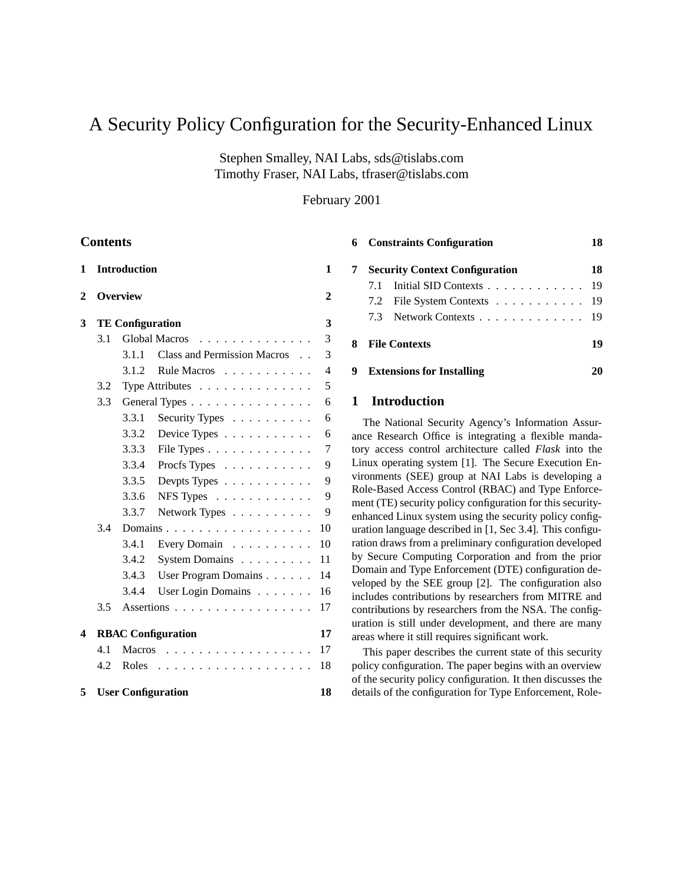# A Security Policy Configuration for the Security-Enhanced Linux

Stephen Smalley, NAI Labs, sds@tislabs.com
Timothy Fraser, NAI Labs, tfraser@tislabs.com

February 2001

## Contents

- **1 Introduction** — 1
- **2 Overview** — 2
- **3 TE Configuration** — 3
  - 3.1 Global Macros — 3
    - 3.1.1 Class and Permission Macros — 3
    - 3.1.2 Rule Macros — 4
  - 3.2 Type Attributes — 5
  - 3.3 General Types — 6
    - 3.3.1 Security Types — 6
    - 3.3.2 Device Types — 6
    - 3.3.3 File Types — 7
    - 3.3.4 Procfs Types — 9
    - 3.3.5 Devpts Types — 9
    - 3.3.6 NFS Types — 9
    - 3.3.7 Network Types — 9
  - 3.4 Domains — 10
    - 3.4.1 Every Domain — 10
    - 3.4.2 System Domains — 11
    - 3.4.3 User Program Domains — 14
    - 3.4.4 User Login Domains — 16
  - 3.5 Assertions — 17
- **4 RBAC Configuration** — 17
  - 4.1 Macros — 17
  - 4.2 Roles — 18
- **5 User Configuration** — 18
- **6 Constraints Configuration** — 18
- **7 Security Context Configuration** — 18
  - 7.1 Initial SID Contexts — 19
  - 7.2 File System Contexts — 19
  - 7.3 Network Contexts — 19
- **8 File Contexts** — 19
- **9 Extensions for Installing** — 20

## 1 Introduction

The National Security Agency's Information Assurance Research Office is integrating a flexible mandatory access control architecture called *Flask* into the Linux operating system [1]. The Secure Execution Environments (SEE) group at NAI Labs is developing a Role-Based Access Control (RBAC) and Type Enforcement (TE) security policy configuration for this security-enhanced Linux system using the security policy configuration language described in [1, Sec 3.4]. This configuration draws from a preliminary configuration developed by Secure Computing Corporation and from the prior Domain and Type Enforcement (DTE) configuration developed by the SEE group [2]. The configuration also includes contributions by researchers from MITRE and contributions by researchers from the NSA. The configuration is still under development, and there are many areas where it still requires significant work.

This paper describes the current state of this security policy configuration. The paper begins with an overview of the security policy configuration. It then discusses the details of the configuration for Type Enforcement, Role-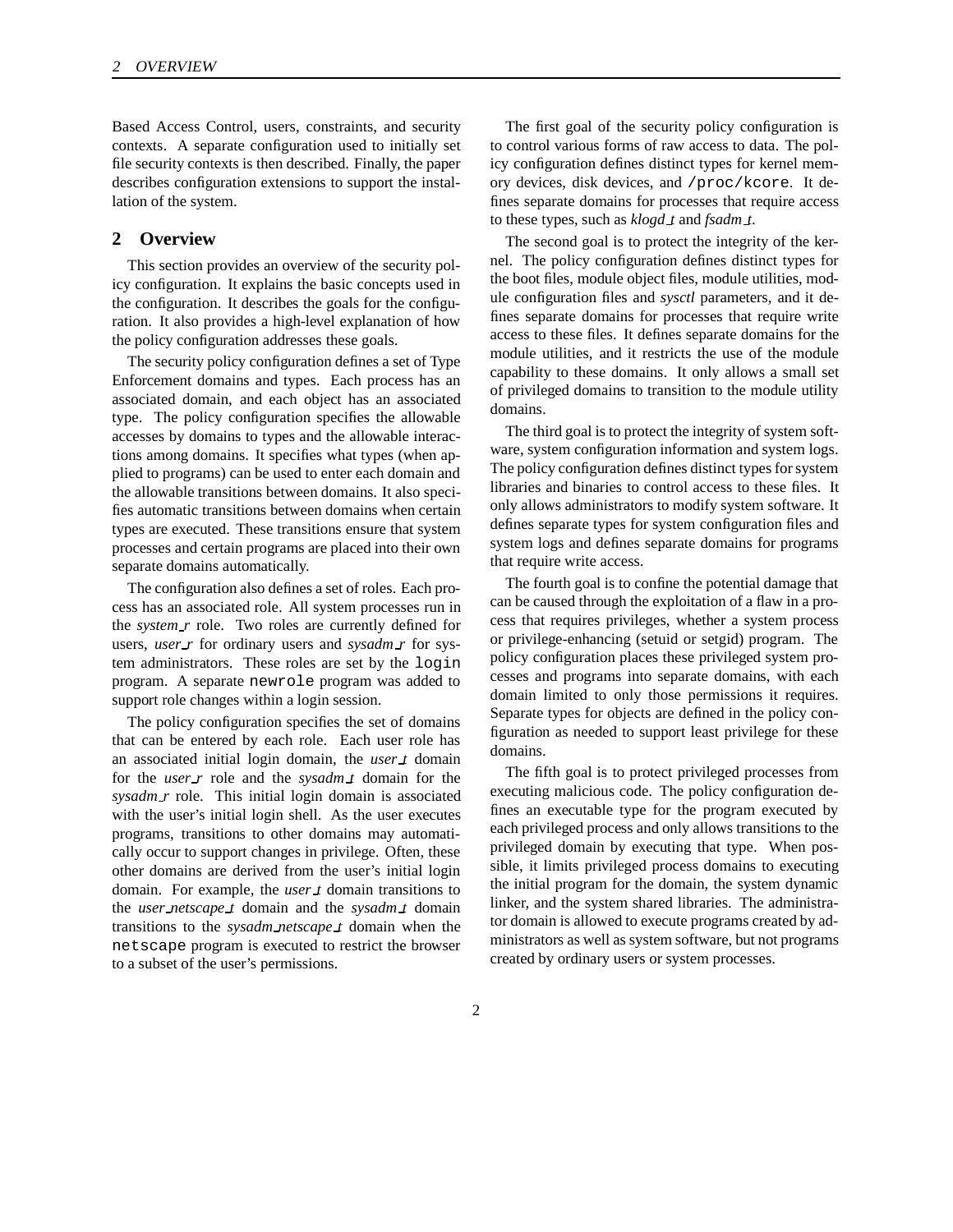Based Access Control, users, constraints, and security contexts. A separate configuration used to initially set file security contexts is then described. Finally, the paper describes configuration extensions to support the installation of the system.

## 2 Overview

This section provides an overview of the security policy configuration. It explains the basic concepts used in the configuration. It describes the goals for the configuration. It also provides a high-level explanation of how the policy configuration addresses these goals.

The security policy configuration defines a set of Type Enforcement domains and types. Each process has an associated domain, and each object has an associated type. The policy configuration specifies the allowable accesses by domains to types and the allowable interactions among domains. It specifies what types (when applied to programs) can be used to enter each domain and the allowable transitions between domains. It also specifies automatic transitions between domains when certain types are executed. These transitions ensure that system processes and certain programs are placed into their own separate domains automatically.

The configuration also defines a set of roles. Each process has an associated role. All system processes run in the *system_r* role. Two roles are currently defined for users, *user_r* for ordinary users and *sysadm_r* for system administrators. These roles are set by the `login` program. A separate `newrole` program was added to support role changes within a login session.

The policy configuration specifies the set of domains that can be entered by each role. Each user role has an associated initial login domain, the *user_t* domain for the *user_r* role and the *sysadm_t* domain for the *sysadm_r* role. This initial login domain is associated with the user's initial login shell. As the user executes programs, transitions to other domains may automatically occur to support changes in privilege. Often, these other domains are derived from the user's initial login domain. For example, the *user_t* domain transitions to the *user_netscape_t* domain and the *sysadm_t* domain transitions to the *sysadm_netscape_t* domain when the `netscape` program is executed to restrict the browser to a subset of the user's permissions.

The first goal of the security policy configuration is to control various forms of raw access to data. The policy configuration defines distinct types for kernel memory devices, disk devices, and `/proc/kcore`. It defines separate domains for processes that require access to these types, such as *klogd_t* and *fsadm_t*.

The second goal is to protect the integrity of the kernel. The policy configuration defines distinct types for the boot files, module object files, module utilities, module configuration files and *sysctl* parameters, and it defines separate domains for processes that require write access to these files. It defines separate domains for the module utilities, and it restricts the use of the module capability to these domains. It only allows a small set of privileged domains to transition to the module utility domains.

The third goal is to protect the integrity of system software, system configuration information and system logs. The policy configuration defines distinct types for system libraries and binaries to control access to these files. It only allows administrators to modify system software. It defines separate types for system configuration files and system logs and defines separate domains for programs that require write access.

The fourth goal is to confine the potential damage that can be caused through the exploitation of a flaw in a process that requires privileges, whether a system process or privilege-enhancing (setuid or setgid) program. The policy configuration places these privileged system processes and programs into separate domains, with each domain limited to only those permissions it requires. Separate types for objects are defined in the policy configuration as needed to support least privilege for these domains.

The fifth goal is to protect privileged processes from executing malicious code. The policy configuration defines an executable type for the program executed by each privileged process and only allows transitions to the privileged domain by executing that type. When possible, it limits privileged process domains to executing the initial program for the domain, the system dynamic linker, and the system shared libraries. The administrator domain is allowed to execute programs created by administrators as well as system software, but not programs created by ordinary users or system processes.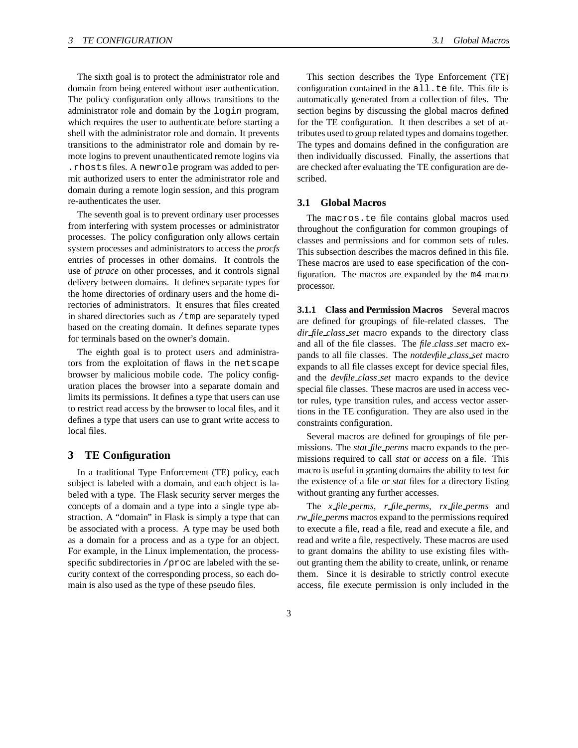The sixth goal is to protect the administrator role and domain from being entered without user authentication. The policy configuration only allows transitions to the administrator role and domain by the `login` program, which requires the user to authenticate before starting a shell with the administrator role and domain. It prevents transitions to the administrator role and domain by remote logins to prevent unauthenticated remote logins via `.rhosts` files. A `newrole` program was added to permit authorized users to enter the administrator role and domain during a remote login session, and this program re-authenticates the user.

The seventh goal is to prevent ordinary user processes from interfering with system processes or administrator processes. The policy configuration only allows certain system processes and administrators to access the *procfs* entries of processes in other domains. It controls the use of *ptrace* on other processes, and it controls signal delivery between domains. It defines separate types for the home directories of ordinary users and the home directories of administrators. It ensures that files created in shared directories such as `/tmp` are separately typed based on the creating domain. It defines separate types for terminals based on the owner's domain.

The eighth goal is to protect users and administrators from the exploitation of flaws in the `netscape` browser by malicious mobile code. The policy configuration places the browser into a separate domain and limits its permissions. It defines a type that users can use to restrict read access by the browser to local files, and it defines a type that users can use to grant write access to local files.

# 3 TE Configuration

In a traditional Type Enforcement (TE) policy, each subject is labeled with a domain, and each object is labeled with a type. The Flask security server merges the concepts of a domain and a type into a single type abstraction. A "domain" in Flask is simply a type that can be associated with a process. A type may be used both as a domain for a process and as a type for an object. For example, in the Linux implementation, the process-specific subdirectories in `/proc` are labeled with the security context of the corresponding process, so each domain is also used as the type of these pseudo files.

This section describes the Type Enforcement (TE) configuration contained in the `all.te` file. This file is automatically generated from a collection of files. The section begins by discussing the global macros defined for the TE configuration. It then describes a set of attributes used to group related types and domains together. The types and domains defined in the configuration are then individually discussed. Finally, the assertions that are checked after evaluating the TE configuration are described.

## 3.1 Global Macros

The `macros.te` file contains global macros used throughout the configuration for common groupings of classes and permissions and for common sets of rules. This subsection describes the macros defined in this file. These macros are used to ease specification of the configuration. The macros are expanded by the `m4` macro processor.

**3.1.1 Class and Permission Macros** Several macros are defined for groupings of file-related classes. The *dir_file_class_set* macro expands to the directory class and all of the file classes. The *file_class_set* macro expands to all file classes. The *notdevfile_class_set* macro expands to all file classes except for device special files, and the *devfile_class_set* macro expands to the device special file classes. These macros are used in access vector rules, type transition rules, and access vector assertions in the TE configuration. They are also used in the constraints configuration.

Several macros are defined for groupings of file permissions. The *stat_file_perms* macro expands to the permissions required to call *stat* or *access* on a file. This macro is useful in granting domains the ability to test for the existence of a file or *stat* files for a directory listing without granting any further accesses.

The *x_file_perms*, *r_file_perms*, *rx_file_perms* and *rw_file_perms* macros expand to the permissions required to execute a file, read a file, read and execute a file, and read and write a file, respectively. These macros are used to grant domains the ability to use existing files without granting them the ability to create, unlink, or rename them. Since it is desirable to strictly control execute access, file execute permission is only included in the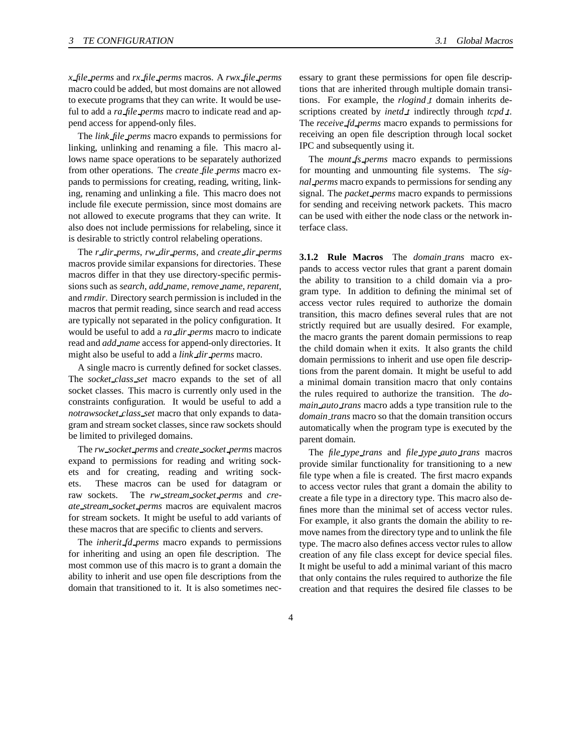*x_file_perms* and *rx_file_perms* macros. A *rwx_file_perms* macro could be added, but most domains are not allowed to execute programs that they can write. It would be useful to add a *ra_file_perms* macro to indicate read and append access for append-only files.

The *link_file_perms* macro expands to permissions for linking, unlinking and renaming a file. This macro allows name space operations to be separately authorized from other operations. The *create_file_perms* macro expands to permissions for creating, reading, writing, linking, renaming and unlinking a file. This macro does not include file execute permission, since most domains are not allowed to execute programs that they can write. It also does not include permissions for relabeling, since it is desirable to strictly control relabeling operations.

The *r_dir_perms*, *rw_dir_perms*, and *create_dir_perms* macros provide similar expansions for directories. These macros differ in that they use directory-specific permissions such as *search*, *add_name*, *remove_name*, *reparent*, and *rmdir*. Directory search permission is included in the macros that permit reading, since search and read access are typically not separated in the policy configuration. It would be useful to add a *ra_dir_perms* macro to indicate read and *add_name* access for append-only directories. It might also be useful to add a *link_dir_perms* macro.

A single macro is currently defined for socket classes. The *socket_class_set* macro expands to the set of all socket classes. This macro is currently only used in the constraints configuration. It would be useful to add a *notrawsocket_class_set* macro that only expands to datagram and stream socket classes, since raw sockets should be limited to privileged domains.

The *rw_socket_perms* and *create_socket_perms* macros expand to permissions for reading and writing sockets and for creating, reading and writing sockets. These macros can be used for datagram or raw sockets. The *rw_stream_socket_perms* and *create_stream_socket_perms* macros are equivalent macros for stream sockets. It might be useful to add variants of these macros that are specific to clients and servers.

The *inherit_fd_perms* macro expands to permissions for inheriting and using an open file description. The most common use of this macro is to grant a domain the ability to inherit and use open file descriptions from the domain that transitioned to it. It is also sometimes necessary to grant these permissions for open file descriptions that are inherited through multiple domain transitions. For example, the *rlogind_t* domain inherits descriptions created by *inetd_t* indirectly through *tcpd_t*. The *receive_fd_perms* macro expands to permissions for receiving an open file description through local socket IPC and subsequently using it.

The *mount_fs_perms* macro expands to permissions for mounting and unmounting file systems. The *signal_perms* macro expands to permissions for sending any signal. The *packet_perms* macro expands to permissions for sending and receiving network packets. This macro can be used with either the node class or the network interface class.

**3.1.2 Rule Macros** The *domain_trans* macro expands to access vector rules that grant a parent domain the ability to transition to a child domain via a program type. In addition to defining the minimal set of access vector rules required to authorize the domain transition, this macro defines several rules that are not strictly required but are usually desired. For example, the macro grants the parent domain permissions to reap the child domain when it exits. It also grants the child domain permissions to inherit and use open file descriptions from the parent domain. It might be useful to add a minimal domain transition macro that only contains the rules required to authorize the transition. The *domain_auto_trans* macro adds a type transition rule to the *domain_trans* macro so that the domain transition occurs automatically when the program type is executed by the parent domain.

The *file_type_trans* and *file_type_auto_trans* macros provide similar functionality for transitioning to a new file type when a file is created. The first macro expands to access vector rules that grant a domain the ability to create a file type in a directory type. This macro also defines more than the minimal set of access vector rules. For example, it also grants the domain the ability to remove names from the directory type and to unlink the file type. The macro also defines access vector rules to allow creation of any file class except for device special files. It might be useful to add a minimal variant of this macro that only contains the rules required to authorize the file creation and that requires the desired file classes to be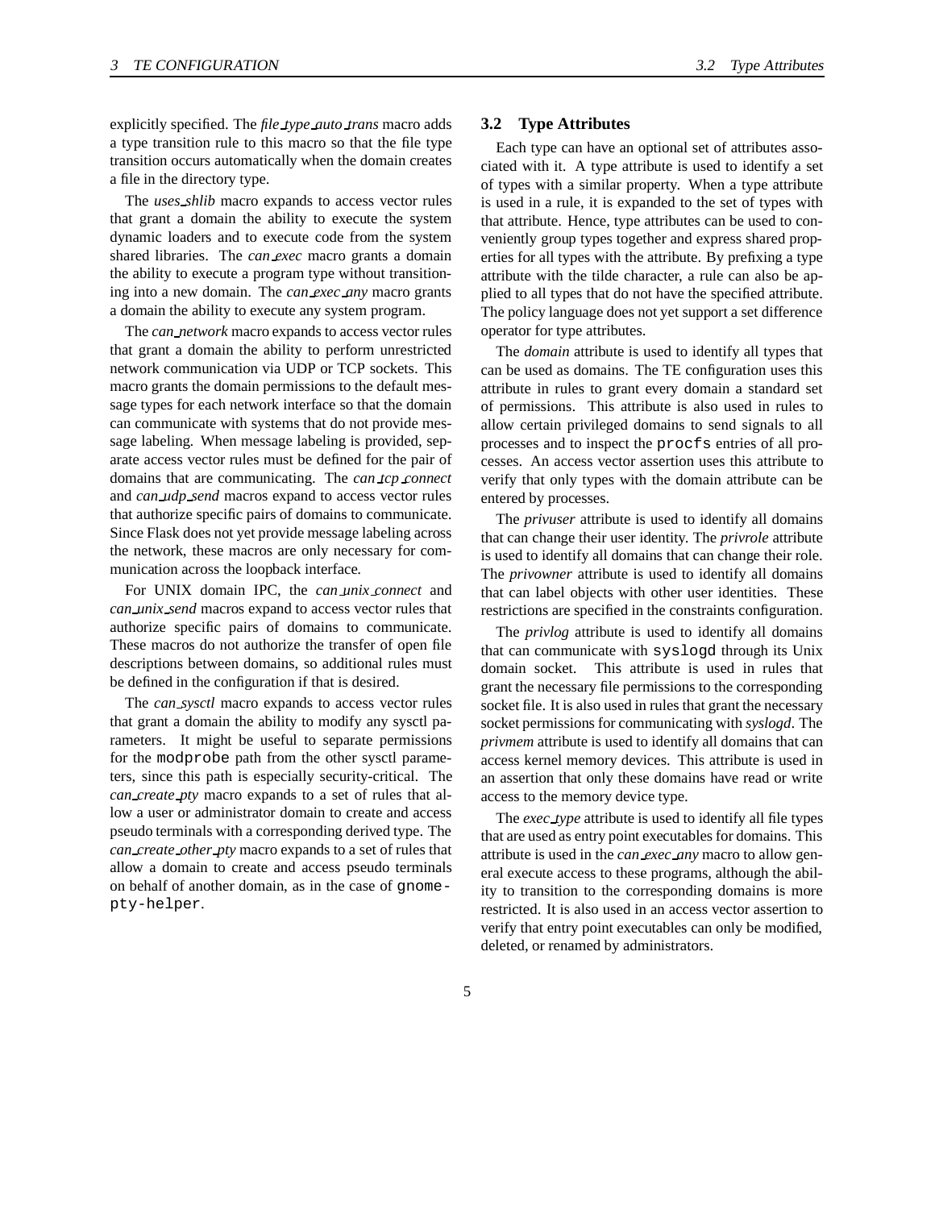explicitly specified. The *file_type_auto_trans* macro adds a type transition rule to this macro so that the file type transition occurs automatically when the domain creates a file in the directory type.

The *uses_shlib* macro expands to access vector rules that grant a domain the ability to execute the system dynamic loaders and to execute code from the system shared libraries. The *can_exec* macro grants a domain the ability to execute a program type without transitioning into a new domain. The *can_exec_any* macro grants a domain the ability to execute any system program.

The *can_network* macro expands to access vector rules that grant a domain the ability to perform unrestricted network communication via UDP or TCP sockets. This macro grants the domain permissions to the default message types for each network interface so that the domain can communicate with systems that do not provide message labeling. When message labeling is provided, separate access vector rules must be defined for the pair of domains that are communicating. The *can_tcp_connect* and *can_udp_send* macros expand to access vector rules that authorize specific pairs of domains to communicate. Since Flask does not yet provide message labeling across the network, these macros are only necessary for communication across the loopback interface.

For UNIX domain IPC, the *can_unix_connect* and *can_unix_send* macros expand to access vector rules that authorize specific pairs of domains to communicate. These macros do not authorize the transfer of open file descriptions between domains, so additional rules must be defined in the configuration if that is desired.

The *can_sysctl* macro expands to access vector rules that grant a domain the ability to modify any sysctl parameters. It might be useful to separate permissions for the `modprobe` path from the other sysctl parameters, since this path is especially security-critical. The *can_create_pty* macro expands to a set of rules that allow a user or administrator domain to create and access pseudo terminals with a corresponding derived type. The *can_create_other_pty* macro expands to a set of rules that allow a domain to create and access pseudo terminals on behalf of another domain, as in the case of `gnome-pty-helper`.

## 3.2 Type Attributes

Each type can have an optional set of attributes associated with it. A type attribute is used to identify a set of types with a similar property. When a type attribute is used in a rule, it is expanded to the set of types with that attribute. Hence, type attributes can be used to conveniently group types together and express shared properties for all types with the attribute. By prefixing a type attribute with the tilde character, a rule can also be applied to all types that do not have the specified attribute. The policy language does not yet support a set difference operator for type attributes.

The *domain* attribute is used to identify all types that can be used as domains. The TE configuration uses this attribute in rules to grant every domain a standard set of permissions. This attribute is also used in rules to allow certain privileged domains to send signals to all processes and to inspect the `procfs` entries of all processes. An access vector assertion uses this attribute to verify that only types with the domain attribute can be entered by processes.

The *privuser* attribute is used to identify all domains that can change their user identity. The *privrole* attribute is used to identify all domains that can change their role. The *privowner* attribute is used to identify all domains that can label objects with other user identities. These restrictions are specified in the constraints configuration.

The *privlog* attribute is used to identify all domains that can communicate with `syslogd` through its Unix domain socket. This attribute is used in rules that grant the necessary file permissions to the corresponding socket file. It is also used in rules that grant the necessary socket permissions for communicating with *syslogd*. The *privmem* attribute is used to identify all domains that can access kernel memory devices. This attribute is used in an assertion that only these domains have read or write access to the memory device type.

The *exec_type* attribute is used to identify all file types that are used as entry point executables for domains. This attribute is used in the *can_exec_any* macro to allow general execute access to these programs, although the ability to transition to the corresponding domains is more restricted. It is also used in an access vector assertion to verify that entry point executables can only be modified, deleted, or renamed by administrators.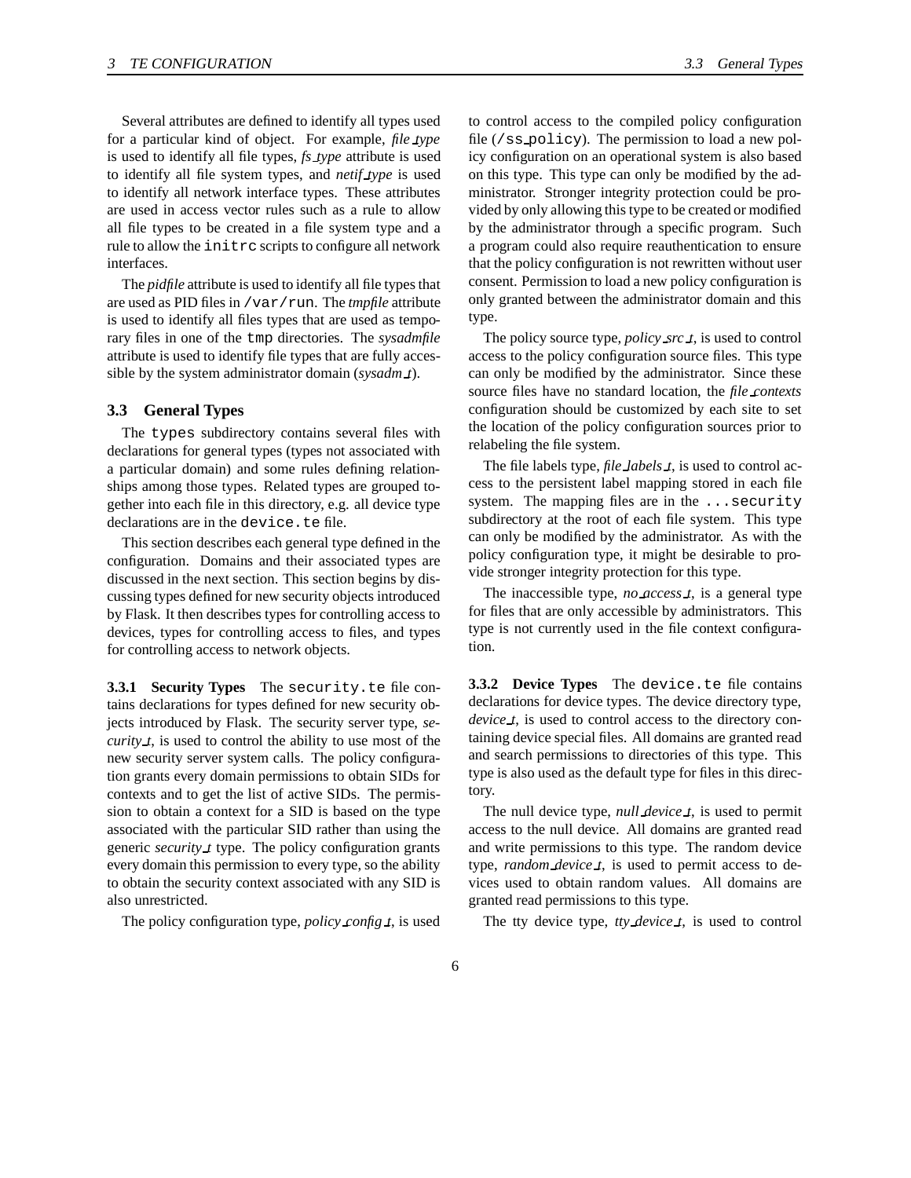Several attributes are defined to identify all types used for a particular kind of object. For example, *file_type* is used to identify all file types, *fs_type* attribute is used to identify all file system types, and *netif_type* is used to identify all network interface types. These attributes are used in access vector rules such as a rule to allow all file types to be created in a file system type and a rule to allow the `initrc` scripts to configure all network interfaces.

The *pidfile* attribute is used to identify all file types that are used as PID files in `/var/run`. The *tmpfile* attribute is used to identify all files types that are used as temporary files in one of the `tmp` directories. The *sysadmfile* attribute is used to identify file types that are fully accessible by the system administrator domain (*sysadm_t*).

## 3.3 General Types

The `types` subdirectory contains several files with declarations for general types (types not associated with a particular domain) and some rules defining relationships among those types. Related types are grouped together into each file in this directory, e.g. all device type declarations are in the `device.te` file.

This section describes each general type defined in the configuration. Domains and their associated types are discussed in the next section. This section begins by discussing types defined for new security objects introduced by Flask. It then describes types for controlling access to devices, types for controlling access to files, and types for controlling access to network objects.

**3.3.1 Security Types** The `security.te` file contains declarations for types defined for new security objects introduced by Flask. The security server type, *security_t*, is used to control the ability to use most of the new security server system calls. The policy configuration grants every domain permissions to obtain SIDs for contexts and to get the list of active SIDs. The permission to obtain a context for a SID is based on the type associated with the particular SID rather than using the generic *security_t* type. The policy configuration grants every domain this permission to every type, so the ability to obtain the security context associated with any SID is also unrestricted.

The policy configuration type, *policy_config_t*, is used to control access to the compiled policy configuration file (`/ss_policy`). The permission to load a new policy configuration on an operational system is also based on this type. This type can only be modified by the administrator. Stronger integrity protection could be provided by only allowing this type to be created or modified by the administrator through a specific program. Such a program could also require reauthentication to ensure that the policy configuration is not rewritten without user consent. Permission to load a new policy configuration is only granted between the administrator domain and this type.

The policy source type, *policy_src_t*, is used to control access to the policy configuration source files. This type can only be modified by the administrator. Since these source files have no standard location, the *file_contexts* configuration should be customized by each site to set the location of the policy configuration sources prior to relabeling the file system.

The file labels type, *file_labels_t*, is used to control access to the persistent label mapping stored in each file system. The mapping files are in the `...security` subdirectory at the root of each file system. This type can only be modified by the administrator. As with the policy configuration type, it might be desirable to provide stronger integrity protection for this type.

The inaccessible type, *no_access_t*, is a general type for files that are only accessible by administrators. This type is not currently used in the file context configuration.

**3.3.2 Device Types** The `device.te` file contains declarations for device types. The device directory type, *device_t*, is used to control access to the directory containing device special files. All domains are granted read and search permissions to directories of this type. This type is also used as the default type for files in this directory.

The null device type, *null_device_t*, is used to permit access to the null device. All domains are granted read and write permissions to this type. The random device type, *random_device_t*, is used to permit access to devices used to obtain random values. All domains are granted read permissions to this type.

The tty device type, *tty_device_t*, is used to control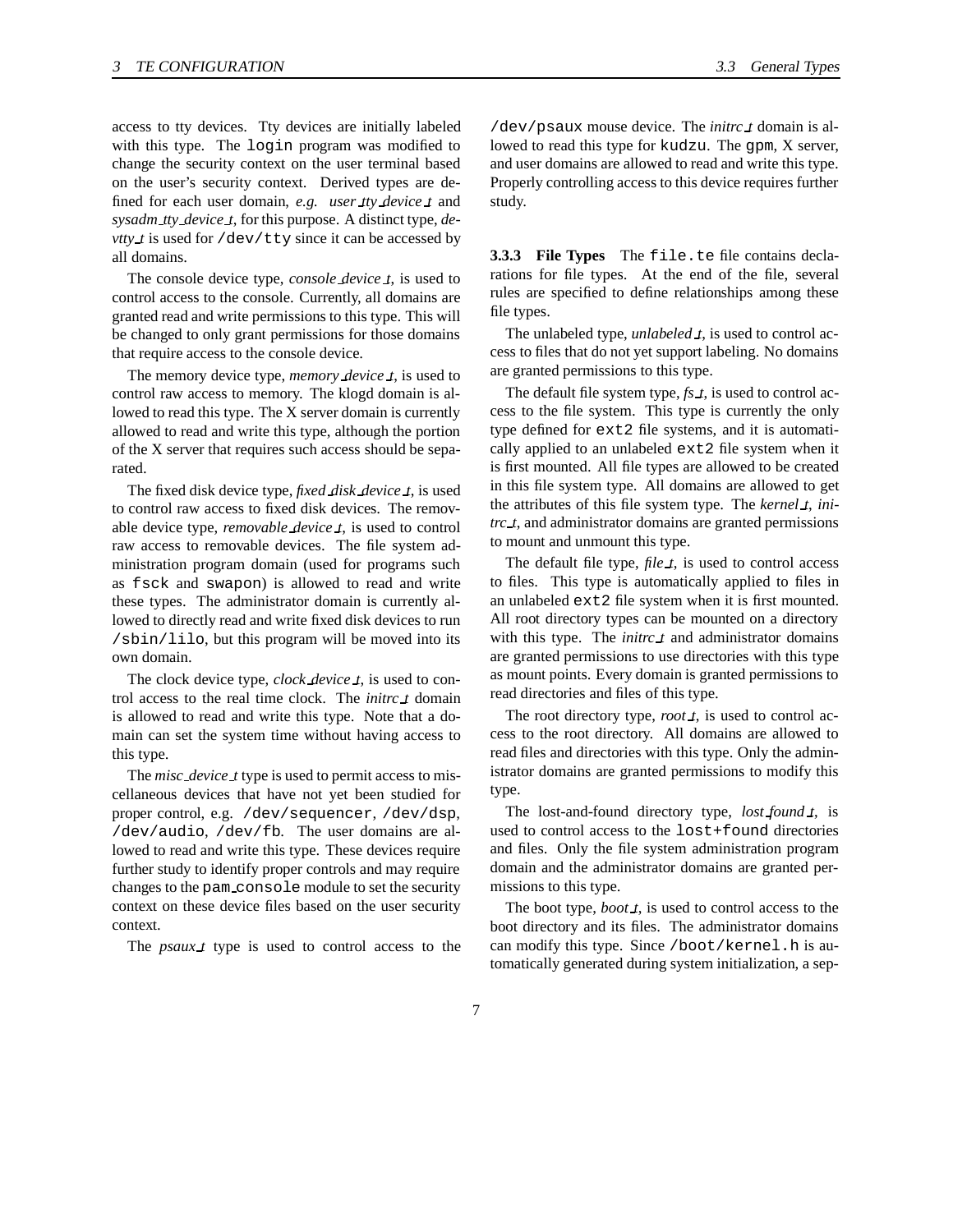access to tty devices. Tty devices are initially labeled with this type. The login program was modified to change the security context on the user terminal based on the user's security context. Derived types are defined for each user domain, *e.g. user_tty_device_t* and *sysadm_tty_device_t*, for this purpose. A distinct type, *devtty_t* is used for /dev/tty since it can be accessed by all domains.

The console device type, *console_device_t*, is used to control access to the console. Currently, all domains are granted read and write permissions to this type. This will be changed to only grant permissions for those domains that require access to the console device.

The memory device type, *memory_device_t*, is used to control raw access to memory. The klogd domain is allowed to read this type. The X server domain is currently allowed to read and write this type, although the portion of the X server that requires such access should be separated.

The fixed disk device type, *fixed_disk_device_t*, is used to control raw access to fixed disk devices. The removable device type, *removable_device_t*, is used to control raw access to removable devices. The file system administration program domain (used for programs such as fsck and swapon) is allowed to read and write these types. The administrator domain is currently allowed to directly read and write fixed disk devices to run /sbin/lilo, but this program will be moved into its own domain.

The clock device type, *clock_device_t*, is used to control access to the real time clock. The *initrc_t* domain is allowed to read and write this type. Note that a domain can set the system time without having access to this type.

The *misc_device_t* type is used to permit access to miscellaneous devices that have not yet been studied for proper control, e.g. /dev/sequencer, /dev/dsp, /dev/audio, /dev/fb. The user domains are allowed to read and write this type. These devices require further study to identify proper controls and may require changes to the pam_console module to set the security context on these device files based on the user security context.

The *psaux_t* type is used to control access to the /dev/psaux mouse device. The *initrc_t* domain is allowed to read this type for kudzu. The gpm, X server, and user domains are allowed to read and write this type. Properly controlling access to this device requires further study.

#### 3.3.3 File Types

The file.te file contains declarations for file types. At the end of the file, several rules are specified to define relationships among these file types.

The unlabeled type, *unlabeled_t*, is used to control access to files that do not yet support labeling. No domains are granted permissions to this type.

The default file system type, *fs_t*, is used to control access to the file system. This type is currently the only type defined for ext2 file systems, and it is automatically applied to an unlabeled ext2 file system when it is first mounted. All file types are allowed to be created in this file system type. All domains are allowed to get the attributes of this file system type. The *kernel_t*, *initrc_t*, and administrator domains are granted permissions to mount and unmount this type.

The default file type, *file_t*, is used to control access to files. This type is automatically applied to files in an unlabeled ext2 file system when it is first mounted. All root directory types can be mounted on a directory with this type. The *initrc_t* and administrator domains are granted permissions to use directories with this type as mount points. Every domain is granted permissions to read directories and files of this type.

The root directory type, *root_t*, is used to control access to the root directory. All domains are allowed to read files and directories with this type. Only the administrator domains are granted permissions to modify this type.

The lost-and-found directory type, *lost_found_t*, is used to control access to the lost+found directories and files. Only the file system administration program domain and the administrator domains are granted permissions to this type.

The boot type, *boot_t*, is used to control access to the boot directory and its files. The administrator domains can modify this type. Since /boot/kernel.h is automatically generated during system initialization, a sep-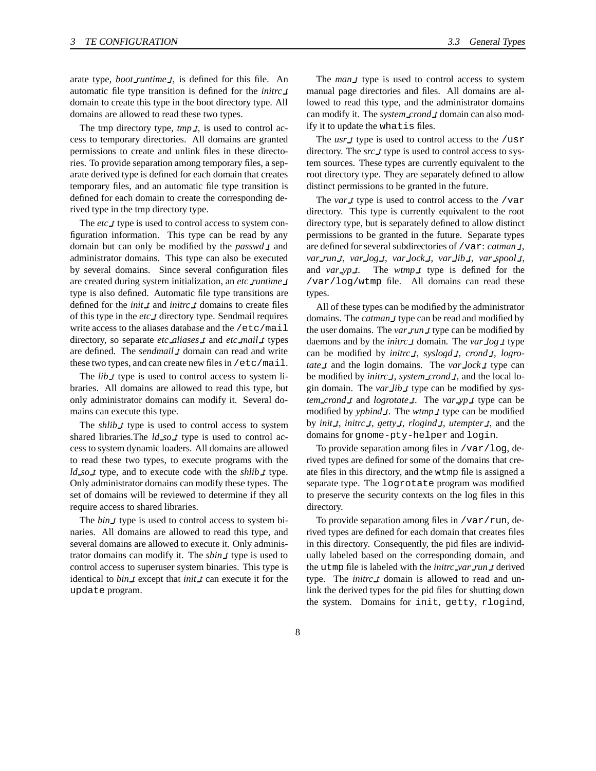arate type, *boot_runtime_t*, is defined for this file. An automatic file type transition is defined for the *initrc_t* domain to create this type in the boot directory type. All domains are allowed to read these two types.

The tmp directory type, *tmp_t*, is used to control access to temporary directories. All domains are granted permissions to create and unlink files in these directories. To provide separation among temporary files, a separate derived type is defined for each domain that creates temporary files, and an automatic file type transition is defined for each domain to create the corresponding derived type in the tmp directory type.

The *etc_t* type is used to control access to system configuration information. This type can be read by any domain but can only be modified by the *passwd_t* and administrator domains. This type can also be executed by several domains. Since several configuration files are created during system initialization, an *etc_runtime_t* type is also defined. Automatic file type transitions are defined for the *init_t* and *initrc_t* domains to create files of this type in the *etc_t* directory type. Sendmail requires write access to the aliases database and the `/etc/mail` directory, so separate *etc_aliases_t* and *etc_mail_t* types are defined. The *sendmail_t* domain can read and write these two types, and can create new files in `/etc/mail`.

The *lib_t* type is used to control access to system libraries. All domains are allowed to read this type, but only administrator domains can modify it. Several domains can execute this type.

The *shlib_t* type is used to control access to system shared libraries.The *ld_so_t* type is used to control access to system dynamic loaders. All domains are allowed to read these two types, to execute programs with the *ld_so_t* type, and to execute code with the *shlib_t* type. Only administrator domains can modify these types. The set of domains will be reviewed to determine if they all require access to shared libraries.

The *bin_t* type is used to control access to system binaries. All domains are allowed to read this type, and several domains are allowed to execute it. Only administrator domains can modify it. The *sbin_t* type is used to control access to superuser system binaries. This type is identical to *bin_t* except that *init_t* can execute it for the `update` program.

The *man_t* type is used to control access to system manual page directories and files. All domains are allowed to read this type, and the administrator domains can modify it. The *system_crond_t* domain can also modify it to update the `whatis` files.

The *usr_t* type is used to control access to the `/usr` directory. The *src_t* type is used to control access to system sources. These types are currently equivalent to the root directory type. They are separately defined to allow distinct permissions to be granted in the future.

The *var_t* type is used to control access to the `/var` directory. This type is currently equivalent to the root directory type, but is separately defined to allow distinct permissions to be granted in the future. Separate types are defined for several subdirectories of `/var`: *catman_t*, *var_run_t*, *var_log_t*, *var_lock_t*, *var_lib_t*, *var_spool_t*, and *var_yp_t*. The *wtmp_t* type is defined for the `/var/log/wtmp` file. All domains can read these types.

All of these types can be modified by the administrator domains. The *catman_t* type can be read and modified by the user domains. The *var_run_t* type can be modified by daemons and by the *initrc_t* domain. The *var_log_t* type can be modified by *initrc_t*, *syslogd_t*, *crond_t*, *logrotate_t* and the login domains. The *var_lock_t* type can be modified by *initrc_t*, *system_crond_t*, and the local login domain. The *var_lib_t* type can be modified by *system_crond_t* and *logrotate_t*. The *var_yp_t* type can be modified by *ypbind_t*. The *wtmp_t* type can be modified by *init_t*, *initrc_t*, *getty_t*, *rlogind_t*, *utempter_t*, and the domains for `gnome-pty-helper` and `login`.

To provide separation among files in `/var/log`, derived types are defined for some of the domains that create files in this directory, and the `wtmp` file is assigned a separate type. The `logrotate` program was modified to preserve the security contexts on the log files in this directory.

To provide separation among files in `/var/run`, derived types are defined for each domain that creates files in this directory. Consequently, the pid files are individually labeled based on the corresponding domain, and the `utmp` file is labeled with the *initrc_var_run_t* derived type. The *initrc_t* domain is allowed to read and unlink the derived types for the pid files for shutting down the system. Domains for `init`, `getty`, `rlogind`,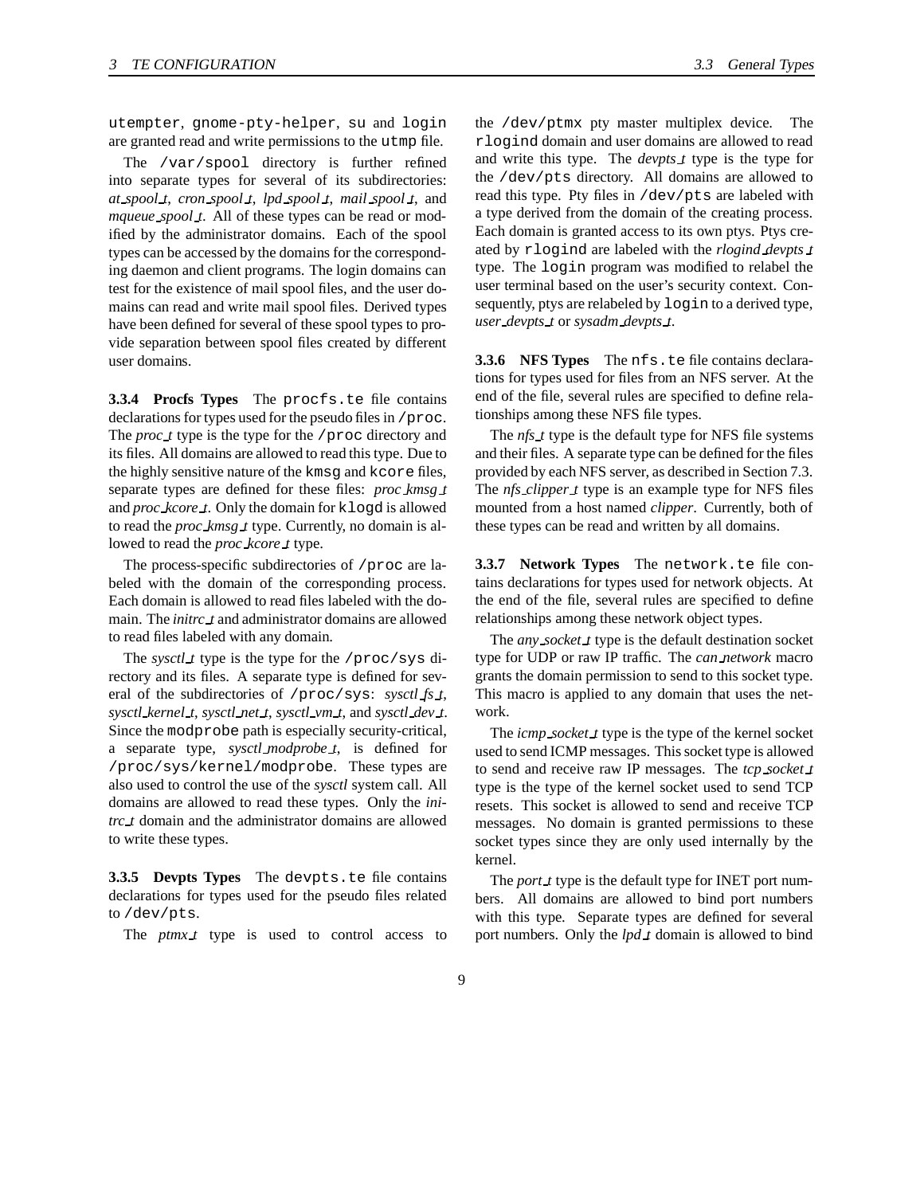utempter, gnome-pty-helper, su and login are granted read and write permissions to the utmp file.

The /var/spool directory is further refined into separate types for several of its subdirectories: *at_spool_t*, *cron_spool_t*, *lpd_spool_t*, *mail_spool_t*, and *mqueue_spool_t*. All of these types can be read or modified by the administrator domains. Each of the spool types can be accessed by the domains for the corresponding daemon and client programs. The login domains can test for the existence of mail spool files, and the user domains can read and write mail spool files. Derived types have been defined for several of these spool types to provide separation between spool files created by different user domains.

**3.3.4 Procfs Types** The procfs.te file contains declarations for types used for the pseudo files in /proc. The *proc_t* type is the type for the /proc directory and its files. All domains are allowed to read this type. Due to the highly sensitive nature of the kmsg and kcore files, separate types are defined for these files: *proc_kmsg_t* and *proc_kcore_t*. Only the domain for klogd is allowed to read the *proc_kmsg_t* type. Currently, no domain is allowed to read the *proc_kcore_t* type.

The process-specific subdirectories of /proc are labeled with the domain of the corresponding process. Each domain is allowed to read files labeled with the domain. The *initrc_t* and administrator domains are allowed to read files labeled with any domain.

The *sysctl_t* type is the type for the /proc/sys directory and its files. A separate type is defined for several of the subdirectories of /proc/sys: *sysctl_fs_t*, *sysctl_kernel_t*, *sysctl_net_t*, *sysctl_vm_t*, and *sysctl_dev_t*. Since the modprobe path is especially security-critical, a separate type, *sysctl_modprobe_t*, is defined for /proc/sys/kernel/modprobe. These types are also used to control the use of the *sysctl* system call. All domains are allowed to read these types. Only the *initrc_t* domain and the administrator domains are allowed to write these types.

**3.3.5 Devpts Types** The devpts.te file contains declarations for types used for the pseudo files related to /dev/pts.

The *ptmx_t* type is used to control access to the /dev/ptmx pty master multiplex device. The rlogind domain and user domains are allowed to read and write this type. The *devpts_t* type is the type for the /dev/pts directory. All domains are allowed to read this type. Pty files in /dev/pts are labeled with a type derived from the domain of the creating process. Each domain is granted access to its own ptys. Ptys created by rlogind are labeled with the *rlogind_devpts_t* type. The login program was modified to relabel the user terminal based on the user's security context. Consequently, ptys are relabeled by login to a derived type, *user_devpts_t* or *sysadm_devpts_t*.

**3.3.6 NFS Types** The nfs.te file contains declarations for types used for files from an NFS server. At the end of the file, several rules are specified to define relationships among these NFS file types.

The *nfs_t* type is the default type for NFS file systems and their files. A separate type can be defined for the files provided by each NFS server, as described in Section 7.3. The *nfs_clipper_t* type is an example type for NFS files mounted from a host named *clipper*. Currently, both of these types can be read and written by all domains.

**3.3.7 Network Types** The network.te file contains declarations for types used for network objects. At the end of the file, several rules are specified to define relationships among these network object types.

The *any_socket_t* type is the default destination socket type for UDP or raw IP traffic. The *can_network* macro grants the domain permission to send to this socket type. This macro is applied to any domain that uses the network.

The *icmp_socket_t* type is the type of the kernel socket used to send ICMP messages. This socket type is allowed to send and receive raw IP messages. The *tcp_socket_t* type is the type of the kernel socket used to send TCP resets. This socket is allowed to send and receive TCP messages. No domain is granted permissions to these socket types since they are only used internally by the kernel.

The *port_t* type is the default type for INET port numbers. All domains are allowed to bind port numbers with this type. Separate types are defined for several port numbers. Only the *lpd_t* domain is allowed to bind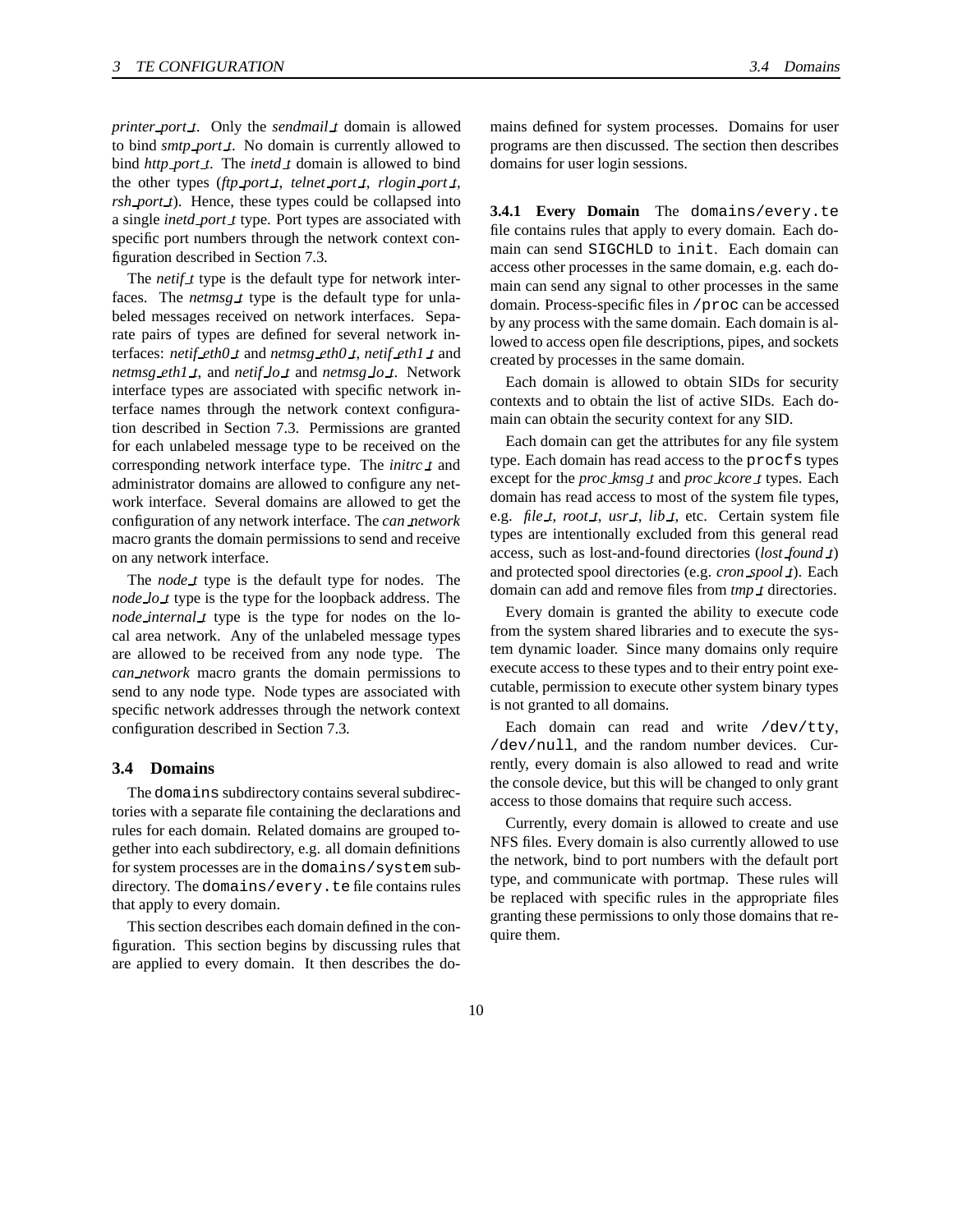*printer_port_t*. Only the *sendmail_t* domain is allowed to bind *smtp_port_t*. No domain is currently allowed to bind *http_port_t*. The *inetd_t* domain is allowed to bind the other types (*ftp_port_t*, *telnet_port_t*, *rlogin_port_t*, *rsh_port_t*). Hence, these types could be collapsed into a single *inetd_port_t* type. Port types are associated with specific port numbers through the network context configuration described in Section 7.3.

The *netif_t* type is the default type for network interfaces. The *netmsg_t* type is the default type for unlabeled messages received on network interfaces. Separate pairs of types are defined for several network interfaces: *netif_eth0_t* and *netmsg_eth0_t*, *netif_eth1_t* and *netmsg_eth1_t*, and *netif_lo_t* and *netmsg_lo_t*. Network interface types are associated with specific network interface names through the network context configuration described in Section 7.3. Permissions are granted for each unlabeled message type to be received on the corresponding network interface type. The *initrc_t* and administrator domains are allowed to configure any network interface. Several domains are allowed to get the configuration of any network interface. The *can_network* macro grants the domain permissions to send and receive on any network interface.

The *node_t* type is the default type for nodes. The *node_lo_t* type is the type for the loopback address. The *node_internal_t* type is the type for nodes on the local area network. Any of the unlabeled message types are allowed to be received from any node type. The *can_network* macro grants the domain permissions to send to any node type. Node types are associated with specific network addresses through the network context configuration described in Section 7.3.

## 3.4 Domains

The `domains` subdirectory contains several subdirectories with a separate file containing the declarations and rules for each domain. Related domains are grouped together into each subdirectory, e.g. all domain definitions for system processes are in the `domains/system` subdirectory. The `domains/every.te` file contains rules that apply to every domain.

This section describes each domain defined in the configuration. This section begins by discussing rules that are applied to every domain. It then describes the domains defined for system processes. Domains for user programs are then discussed. The section then describes domains for user login sessions.

**3.4.1 Every Domain** The `domains/every.te` file contains rules that apply to every domain. Each domain can send `SIGCHLD` to `init`. Each domain can access other processes in the same domain, e.g. each domain can send any signal to other processes in the same domain. Process-specific files in `/proc` can be accessed by any process with the same domain. Each domain is allowed to access open file descriptions, pipes, and sockets created by processes in the same domain.

Each domain is allowed to obtain SIDs for security contexts and to obtain the list of active SIDs. Each domain can obtain the security context for any SID.

Each domain can get the attributes for any file system type. Each domain has read access to the `procfs` types except for the *proc_kmsg_t* and *proc_kcore_t* types. Each domain has read access to most of the system file types, e.g. *file_t*, *root_t*, *usr_t*, *lib_t*, etc. Certain system file types are intentionally excluded from this general read access, such as lost-and-found directories (*lost_found_t*) and protected spool directories (e.g. *cron_spool_t*). Each domain can add and remove files from *tmp_t* directories.

Every domain is granted the ability to execute code from the system shared libraries and to execute the system dynamic loader. Since many domains only require execute access to these types and to their entry point executable, permission to execute other system binary types is not granted to all domains.

Each domain can read and write `/dev/tty`, `/dev/null`, and the random number devices. Currently, every domain is also allowed to read and write the console device, but this will be changed to only grant access to those domains that require such access.

Currently, every domain is allowed to create and use NFS files. Every domain is also currently allowed to use the network, bind to port numbers with the default port type, and communicate with portmap. These rules will be replaced with specific rules in the appropriate files granting these permissions to only those domains that require them.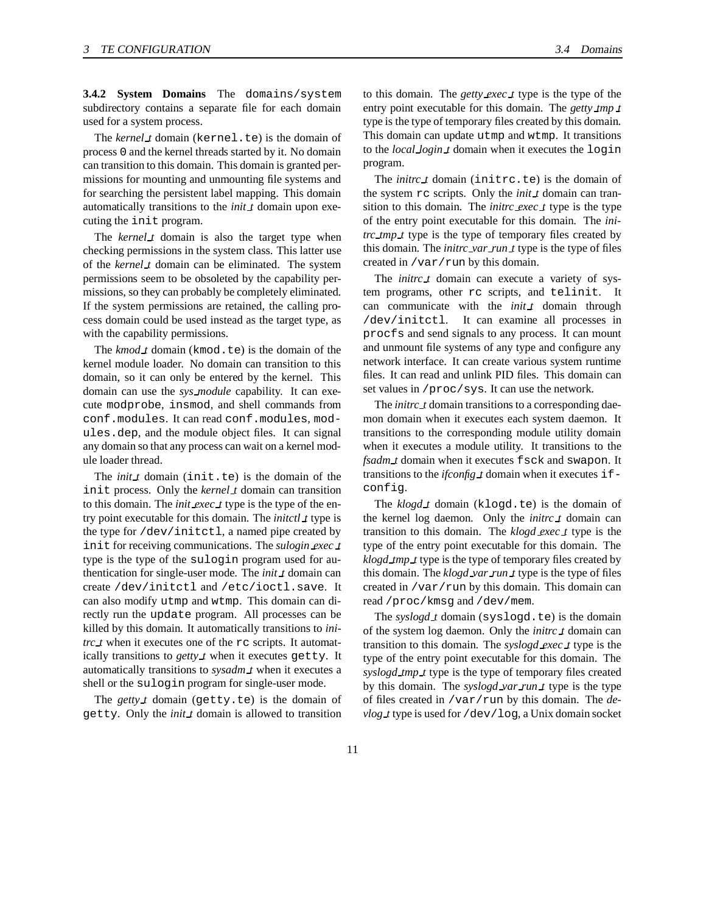#### 3.4.2 System Domains

The `domains/system` subdirectory contains a separate file for each domain used for a system process.

The *kernel_t* domain (`kernel.te`) is the domain of process 0 and the kernel threads started by it. No domain can transition to this domain. This domain is granted permissions for mounting and unmounting file systems and for searching the persistent label mapping. This domain automatically transitions to the *init_t* domain upon executing the `init` program.

The *kernel_t* domain is also the target type when checking permissions in the system class. This latter use of the *kernel_t* domain can be eliminated. The system permissions seem to be obsoleted by the capability permissions, so they can probably be completely eliminated. If the system permissions are retained, the calling process domain could be used instead as the target type, as with the capability permissions.

The *kmod_t* domain (`kmod.te`) is the domain of the kernel module loader. No domain can transition to this domain, so it can only be entered by the kernel. This domain can use the *sys_module* capability. It can execute `modprobe`, `insmod`, and shell commands from `conf.modules`. It can read `conf.modules`, `modules.dep`, and the module object files. It can signal any domain so that any process can wait on a kernel module loader thread.

The *init_t* domain (`init.te`) is the domain of the `init` process. Only the *kernel_t* domain can transition to this domain. The *init_exec_t* type is the type of the entry point executable for this domain. The *initctl_t* type is the type for `/dev/initctl`, a named pipe created by `init` for receiving communications. The *sulogin_exec_t* type is the type of the `sulogin` program used for authentication for single-user mode. The *init_t* domain can create `/dev/initctl` and `/etc/ioctl.save`. It can also modify `utmp` and `wtmp`. This domain can directly run the `update` program. All processes can be killed by this domain. It automatically transitions to *initrc_t* when it executes one of the `rc` scripts. It automatically transitions to *getty_t* when it executes `getty`. It automatically transitions to *sysadm_t* when it executes a shell or the `sulogin` program for single-user mode.

The *getty_t* domain (`getty.te`) is the domain of `getty`. Only the *init_t* domain is allowed to transition to this domain. The *getty_exec_t* type is the type of the entry point executable for this domain. The *getty_tmp_t* type is the type of temporary files created by this domain. This domain can update `utmp` and `wtmp`. It transitions to the *local_login_t* domain when it executes the `login` program.

The *initrc_t* domain (`initrc.te`) is the domain of the system `rc` scripts. Only the *init_t* domain can transition to this domain. The *initrc_exec_t* type is the type of the entry point executable for this domain. The *initrc_tmp_t* type is the type of temporary files created by this domain. The *initrc_var_run_t* type is the type of files created in `/var/run` by this domain.

The *initrc_t* domain can execute a variety of system programs, other `rc` scripts, and `telinit`. It can communicate with the *init_t* domain through `/dev/initctl`. It can examine all processes in `procfs` and send signals to any process. It can mount and unmount file systems of any type and configure any network interface. It can create various system runtime files. It can read and unlink PID files. This domain can set values in `/proc/sys`. It can use the network.

The *initrc_t* domain transitions to a corresponding daemon domain when it executes each system daemon. It transitions to the corresponding module utility domain when it executes a module utility. It transitions to the *fsadm_t* domain when it executes `fsck` and `swapon`. It transitions to the *ifconfig_t* domain when it executes `ifconfig`.

The *klogd_t* domain (`klogd.te`) is the domain of the kernel log daemon. Only the *initrc_t* domain can transition to this domain. The *klogd_exec_t* type is the type of the entry point executable for this domain. The *klogd_tmp_t* type is the type of temporary files created by this domain. The *klogd_var_run_t* type is the type of files created in `/var/run` by this domain. This domain can read `/proc/kmsg` and `/dev/mem`.

The *syslogd_t* domain (`syslogd.te`) is the domain of the system log daemon. Only the *initrc_t* domain can transition to this domain. The *syslogd_exec_t* type is the type of the entry point executable for this domain. The *syslogd_tmp_t* type is the type of temporary files created by this domain. The *syslogd_var_run_t* type is the type of files created in `/var/run` by this domain. The *devlog_t* type is used for `/dev/log`, a Unix domain socket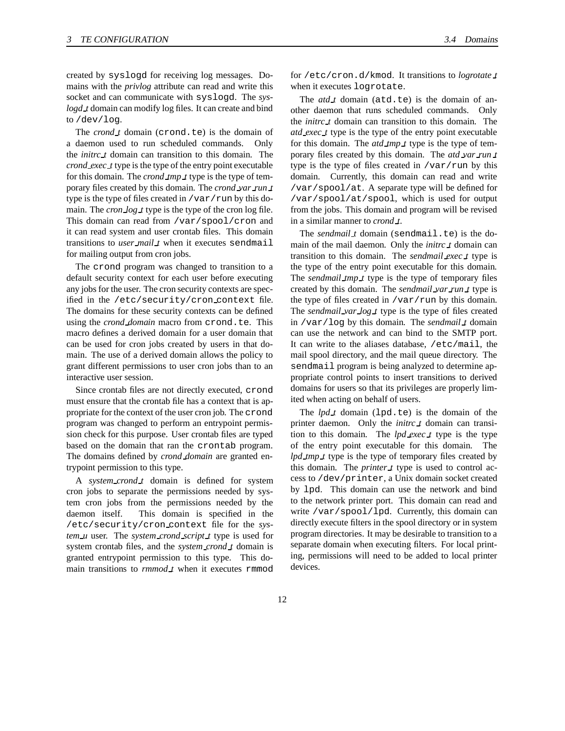created by `syslogd` for receiving log messages. Domains with the *privlog* attribute can read and write this socket and can communicate with `syslogd`. The *syslogd_t* domain can modify log files. It can create and bind to `/dev/log`.

The *crond_t* domain (`crond.te`) is the domain of a daemon used to run scheduled commands. Only the *initrc_t* domain can transition to this domain. The *crond_exec_t* type is the type of the entry point executable for this domain. The *crond_tmp_t* type is the type of temporary files created by this domain. The *crond_var_run_t* type is the type of files created in `/var/run` by this domain. The *cron_log_t* type is the type of the cron log file. This domain can read from `/var/spool/cron` and it can read system and user crontab files. This domain transitions to *user_mail_t* when it executes `sendmail` for mailing output from cron jobs.

The `crond` program was changed to transition to a default security context for each user before executing any jobs for the user. The cron security contexts are specified in the `/etc/security/cron_context` file. The domains for these security contexts can be defined using the *crond_domain* macro from `crond.te`. This macro defines a derived domain for a user domain that can be used for cron jobs created by users in that domain. The use of a derived domain allows the policy to grant different permissions to user cron jobs than to an interactive user session.

Since crontab files are not directly executed, `crond` must ensure that the crontab file has a context that is appropriate for the context of the user cron job. The `crond` program was changed to perform an entrypoint permission check for this purpose. User crontab files are typed based on the domain that ran the `crontab` program. The domains defined by *crond_domain* are granted entrypoint permission to this type.

A *system_crond_t* domain is defined for system cron jobs to separate the permissions needed by system cron jobs from the permissions needed by the daemon itself. This domain is specified in the `/etc/security/cron_context` file for the *system_u* user. The *system_crond_script_t* type is used for system crontab files, and the *system_crond_t* domain is granted entrypoint permission to this type. This domain transitions to *rmmod_t* when it executes `rmmod` for `/etc/cron.d/kmod`. It transitions to *logrotate_t* when it executes `logrotate`.

The *atd_t* domain (`atd.te`) is the domain of another daemon that runs scheduled commands. Only the *initrc_t* domain can transition to this domain. The *atd_exec_t* type is the type of the entry point executable for this domain. The *atd_tmp_t* type is the type of temporary files created by this domain. The *atd_var_run_t* type is the type of files created in `/var/run` by this domain. Currently, this domain can read and write `/var/spool/at`. A separate type will be defined for `/var/spool/at/spool`, which is used for output from the jobs. This domain and program will be revised in a similar manner to *crond_t*.

The *sendmail_t* domain (`sendmail.te`) is the domain of the mail daemon. Only the *initrc_t* domain can transition to this domain. The *sendmail_exec_t* type is the type of the entry point executable for this domain. The *sendmail_tmp_t* type is the type of temporary files created by this domain. The *sendmail_var_run_t* type is the type of files created in `/var/run` by this domain. The *sendmail_var_log_t* type is the type of files created in `/var/log` by this domain. The *sendmail_t* domain can use the network and can bind to the SMTP port. It can write to the aliases database, `/etc/mail`, the mail spool directory, and the mail queue directory. The `sendmail` program is being analyzed to determine appropriate control points to insert transitions to derived domains for users so that its privileges are properly limited when acting on behalf of users.

The *lpd_t* domain (`lpd.te`) is the domain of the printer daemon. Only the *initrc_t* domain can transition to this domain. The *lpd_exec_t* type is the type of the entry point executable for this domain. The *lpd_tmp_t* type is the type of temporary files created by this domain. The *printer_t* type is used to control access to `/dev/printer`, a Unix domain socket created by `lpd`. This domain can use the network and bind to the network printer port. This domain can read and write `/var/spool/lpd`. Currently, this domain can directly execute filters in the spool directory or in system program directories. It may be desirable to transition to a separate domain when executing filters. For local printing, permissions will need to be added to local printer devices.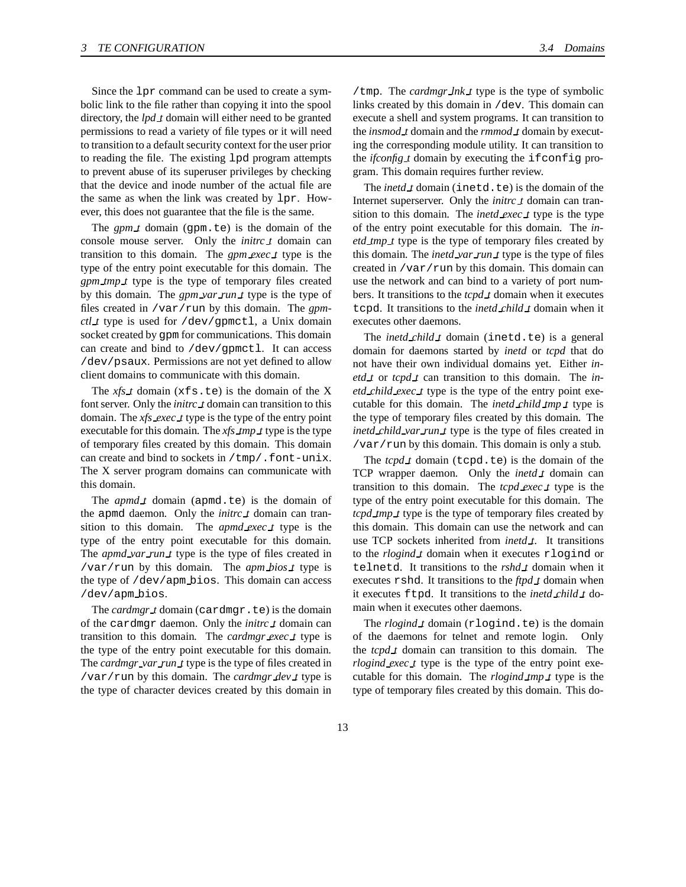Since the `lpr` command can be used to create a symbolic link to the file rather than copying it into the spool directory, the *lpd_t* domain will either need to be granted permissions to read a variety of file types or it will need to transition to a default security context for the user prior to reading the file. The existing `lpd` program attempts to prevent abuse of its superuser privileges by checking that the device and inode number of the actual file are the same as when the link was created by `lpr`. However, this does not guarantee that the file is the same.

The *gpm_t* domain (`gpm.te`) is the domain of the console mouse server. Only the *initrc_t* domain can transition to this domain. The *gpm_exec_t* type is the type of the entry point executable for this domain. The *gpm_tmp_t* type is the type of temporary files created by this domain. The *gpm_var_run_t* type is the type of files created in `/var/run` by this domain. The *gpmctl_t* type is used for `/dev/gpmctl`, a Unix domain socket created by `gpm` for communications. This domain can create and bind to `/dev/gpmctl`. It can access `/dev/psaux`. Permissions are not yet defined to allow client domains to communicate with this domain.

The *xfs_t* domain (`xfs.te`) is the domain of the X font server. Only the *initrc_t* domain can transition to this domain. The *xfs_exec_t* type is the type of the entry point executable for this domain. The *xfs_tmp_t* type is the type of temporary files created by this domain. This domain can create and bind to sockets in `/tmp/.font-unix`. The X server program domains can communicate with this domain.

The *apmd_t* domain (`apmd.te`) is the domain of the `apmd` daemon. Only the *initrc_t* domain can transition to this domain. The *apmd_exec_t* type is the type of the entry point executable for this domain. The *apmd_var_run_t* type is the type of files created in `/var/run` by this domain. The *apm_bios_t* type is the type of `/dev/apm_bios`. This domain can access `/dev/apm_bios`.

The *cardmgr_t* domain (`cardmgr.te`) is the domain of the `cardmgr` daemon. Only the *initrc_t* domain can transition to this domain. The *cardmgr_exec_t* type is the type of the entry point executable for this domain. The *cardmgr_var_run_t* type is the type of files created in `/var/run` by this domain. The *cardmgr_dev_t* type is the type of character devices created by this domain in `/tmp`. The *cardmgr_lnk_t* type is the type of symbolic links created by this domain in `/dev`. This domain can execute a shell and system programs. It can transition to the *insmod_t* domain and the *rmmod_t* domain by executing the corresponding module utility. It can transition to the *ifconfig_t* domain by executing the `ifconfig` program. This domain requires further review.

The *inetd_t* domain (`inetd.te`) is the domain of the Internet superserver. Only the *initrc_t* domain can transition to this domain. The *inetd_exec_t* type is the type of the entry point executable for this domain. The *inetd_tmp_t* type is the type of temporary files created by this domain. The *inetd_var_run_t* type is the type of files created in `/var/run` by this domain. This domain can use the network and can bind to a variety of port numbers. It transitions to the *tcpd_t* domain when it executes `tcpd`. It transitions to the *inetd_child_t* domain when it executes other daemons.

The *inetd_child_t* domain (`inetd.te`) is a general domain for daemons started by *inetd* or *tcpd* that do not have their own individual domains yet. Either *inetd_t* or *tcpd_t* can transition to this domain. The *inetd_child_exec_t* type is the type of the entry point executable for this domain. The *inetd_child_tmp_t* type is the type of temporary files created by this domain. The *inetd_child_var_run_t* type is the type of files created in `/var/run` by this domain. This domain is only a stub.

The *tcpd_t* domain (`tcpd.te`) is the domain of the TCP wrapper daemon. Only the *inetd_t* domain can transition to this domain. The *tcpd_exec_t* type is the type of the entry point executable for this domain. The *tcpd_tmp_t* type is the type of temporary files created by this domain. This domain can use the network and can use TCP sockets inherited from *inetd_t*. It transitions to the *rlogind_t* domain when it executes `rlogind` or `telnetd`. It transitions to the *rshd_t* domain when it executes `rshd`. It transitions to the *ftpd_t* domain when it executes `ftpd`. It transitions to the *inetd_child_t* domain when it executes other daemons.

The *rlogind_t* domain (`rlogind.te`) is the domain of the daemons for telnet and remote login. Only the *tcpd_t* domain can transition to this domain. The *rlogind_exec_t* type is the type of the entry point executable for this domain. The *rlogind_tmp_t* type is the type of temporary files created by this domain. This do-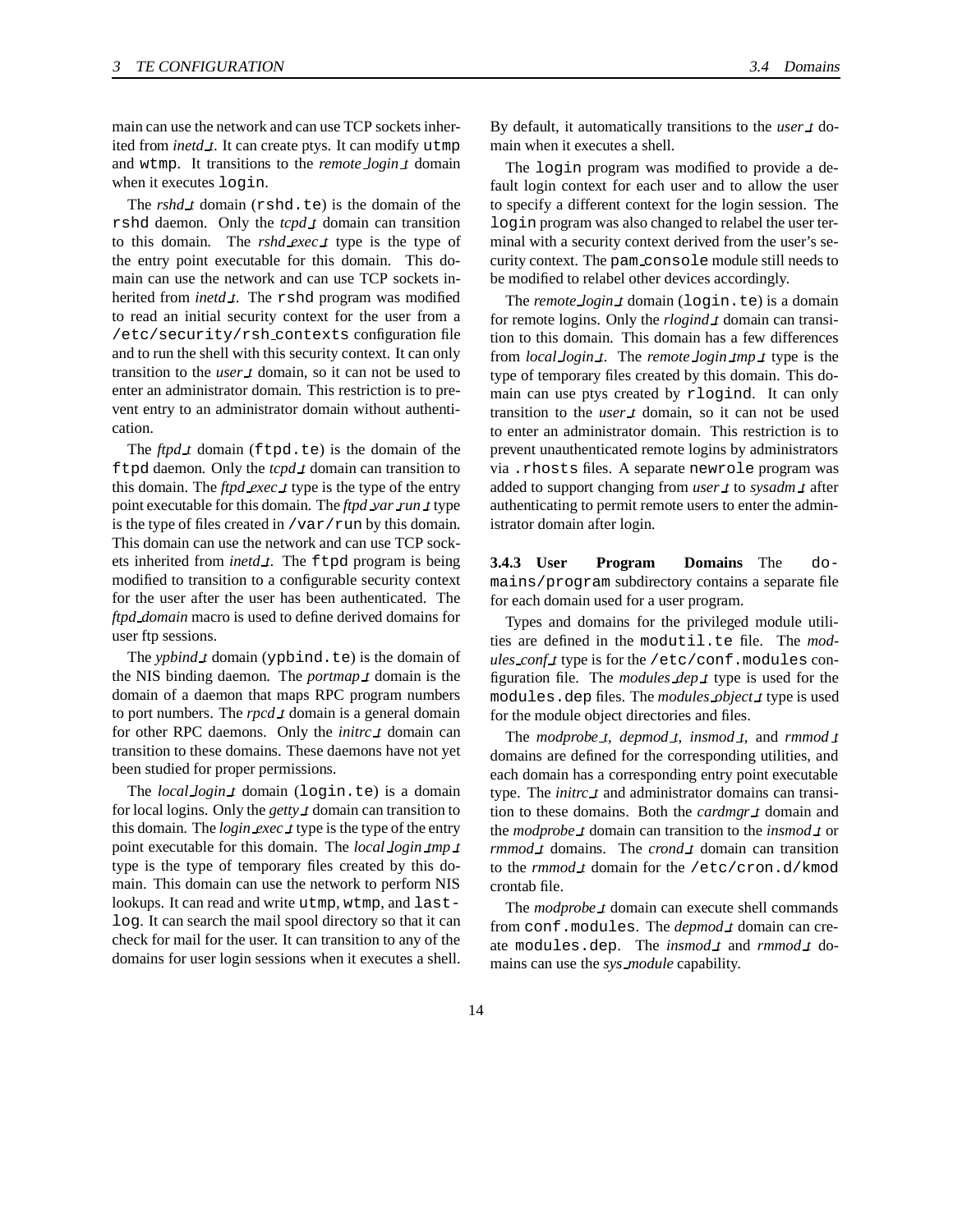main can use the network and can use TCP sockets inherited from *inetd_t*. It can create ptys. It can modify utmp and wtmp. It transitions to the *remote_login_t* domain when it executes login.

The *rshd_t* domain (rshd.te) is the domain of the rshd daemon. Only the *tcpd_t* domain can transition to this domain. The *rshd_exec_t* type is the type of the entry point executable for this domain. This domain can use the network and can use TCP sockets inherited from *inetd_t*. The rshd program was modified to read an initial security context for the user from a /etc/security/rsh_contexts configuration file and to run the shell with this security context. It can only transition to the *user_t* domain, so it can not be used to enter an administrator domain. This restriction is to prevent entry to an administrator domain without authentication.

The *ftpd_t* domain (ftpd.te) is the domain of the ftpd daemon. Only the *tcpd_t* domain can transition to this domain. The *ftpd_exec_t* type is the type of the entry point executable for this domain. The *ftpd_var_run_t* type is the type of files created in /var/run by this domain. This domain can use the network and can use TCP sockets inherited from *inetd_t*. The ftpd program is being modified to transition to a configurable security context for the user after the user has been authenticated. The *ftpd_domain* macro is used to define derived domains for user ftp sessions.

The *ypbind_t* domain (ypbind.te) is the domain of the NIS binding daemon. The *portmap_t* domain is the domain of a daemon that maps RPC program numbers to port numbers. The *rpcd_t* domain is a general domain for other RPC daemons. Only the *initrc_t* domain can transition to these domains. These daemons have not yet been studied for proper permissions.

The *local_login_t* domain (login.te) is a domain for local logins. Only the *getty_t* domain can transition to this domain. The *login_exec_t* type is the type of the entry point executable for this domain. The *local_login_tmp_t* type is the type of temporary files created by this domain. This domain can use the network to perform NIS lookups. It can read and write utmp, wtmp, and lastlog. It can search the mail spool directory so that it can check for mail for the user. It can transition to any of the domains for user login sessions when it executes a shell. By default, it automatically transitions to the *user_t* domain when it executes a shell.

The login program was modified to provide a default login context for each user and to allow the user to specify a different context for the login session. The login program was also changed to relabel the user terminal with a security context derived from the user's security context. The pam_console module still needs to be modified to relabel other devices accordingly.

The *remote_login_t* domain (login.te) is a domain for remote logins. Only the *rlogind_t* domain can transition to this domain. This domain has a few differences from *local_login_t*. The *remote_login_tmp_t* type is the type of temporary files created by this domain. This domain can use ptys created by rlogind. It can only transition to the *user_t* domain, so it can not be used to enter an administrator domain. This restriction is to prevent unauthenticated remote logins by administrators via .rhosts files. A separate newrole program was added to support changing from *user_t* to *sysadm_t* after authenticating to permit remote users to enter the administrator domain after login.

#### 3.4.3 User Program Domains

The domains/program subdirectory contains a separate file for each domain used for a user program.

Types and domains for the privileged module utilities are defined in the modutil.te file. The *modules_conf_t* type is for the /etc/conf.modules configuration file. The *modules_dep_t* type is used for the modules.dep files. The *modules_object_t* type is used for the module object directories and files.

The *modprobe_t*, *depmod_t*, *insmod_t*, and *rmmod_t* domains are defined for the corresponding utilities, and each domain has a corresponding entry point executable type. The *initrc_t* and administrator domains can transition to these domains. Both the *cardmgr_t* domain and the *modprobe_t* domain can transition to the *insmod_t* or *rmmod_t* domains. The *crond_t* domain can transition to the *rmmod_t* domain for the /etc/cron.d/kmod crontab file.

The *modprobe_t* domain can execute shell commands from conf.modules. The *depmod_t* domain can create modules.dep. The *insmod_t* and *rmmod_t* domains can use the *sys_module* capability.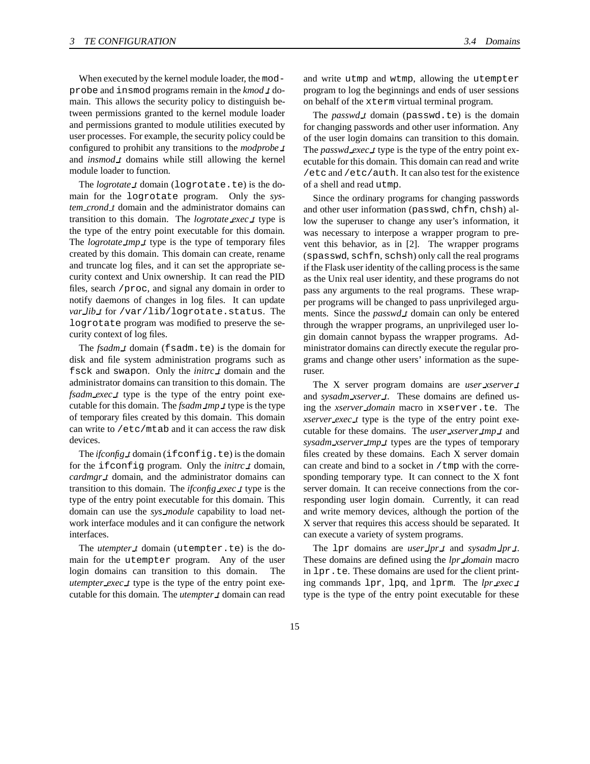When executed by the kernel module loader, the modprobe and insmod programs remain in the *kmod_t* domain. This allows the security policy to distinguish between permissions granted to the kernel module loader and permissions granted to module utilities executed by user processes. For example, the security policy could be configured to prohibit any transitions to the *modprobe_t* and *insmod_t* domains while still allowing the kernel module loader to function.

The *logrotate_t* domain (logrotate.te) is the domain for the logrotate program. Only the *system_crond_t* domain and the administrator domains can transition to this domain. The *logrotate_exec_t* type is the type of the entry point executable for this domain. The *logrotate_tmp_t* type is the type of temporary files created by this domain. This domain can create, rename and truncate log files, and it can set the appropriate security context and Unix ownership. It can read the PID files, search /proc, and signal any domain in order to notify daemons of changes in log files. It can update *var_lib_t* for /var/lib/logrotate.status. The logrotate program was modified to preserve the security context of log files.

The *fsadm_t* domain (fsadm.te) is the domain for disk and file system administration programs such as fsck and swapon. Only the *initrc_t* domain and the administrator domains can transition to this domain. The *fsadm_exec_t* type is the type of the entry point executable for this domain. The *fsadm_tmp_t* type is the type of temporary files created by this domain. This domain can write to /etc/mtab and it can access the raw disk devices.

The *ifconfig_t* domain (ifconfig.te) is the domain for the ifconfig program. Only the *initrc_t* domain, *cardmgr_t* domain, and the administrator domains can transition to this domain. The *ifconfig_exec_t* type is the type of the entry point executable for this domain. This domain can use the *sys_module* capability to load network interface modules and it can configure the network interfaces.

The *utempter_t* domain (utempter.te) is the domain for the utempter program. Any of the user login domains can transition to this domain. The *utempter_exec_t* type is the type of the entry point executable for this domain. The *utempter_t* domain can read and write utmp and wtmp, allowing the utempter program to log the beginnings and ends of user sessions on behalf of the xterm virtual terminal program.

The *passwd_t* domain (passwd.te) is the domain for changing passwords and other user information. Any of the user login domains can transition to this domain. The *passwd_exec_t* type is the type of the entry point executable for this domain. This domain can read and write /etc and /etc/auth. It can also test for the existence of a shell and read utmp.

Since the ordinary programs for changing passwords and other user information (passwd, chfn, chsh) allow the superuser to change any user's information, it was necessary to interpose a wrapper program to prevent this behavior, as in [2]. The wrapper programs (spasswd, schfn, schsh) only call the real programs if the Flask user identity of the calling process is the same as the Unix real user identity, and these programs do not pass any arguments to the real programs. These wrapper programs will be changed to pass unprivileged arguments. Since the *passwd_t* domain can only be entered through the wrapper programs, an unprivileged user login domain cannot bypass the wrapper programs. Administrator domains can directly execute the regular programs and change other users' information as the superuser.

The X server program domains are *user_xserver_t* and *sysadm_xserver_t*. These domains are defined using the *xserver_domain* macro in xserver.te. The *xserver_exec_t* type is the type of the entry point executable for these domains. The *user_xserver_tmp_t* and *sysadm_xserver_tmp_t* types are the types of temporary files created by these domains. Each X server domain can create and bind to a socket in /tmp with the corresponding temporary type. It can connect to the X font server domain. It can receive connections from the corresponding user login domain. Currently, it can read and write memory devices, although the portion of the X server that requires this access should be separated. It can execute a variety of system programs.

The lpr domains are *user_lpr_t* and *sysadm_lpr_t*. These domains are defined using the *lpr_domain* macro in lpr.te. These domains are used for the client printing commands lpr, lpq, and lprm. The *lpr_exec_t* type is the type of the entry point executable for these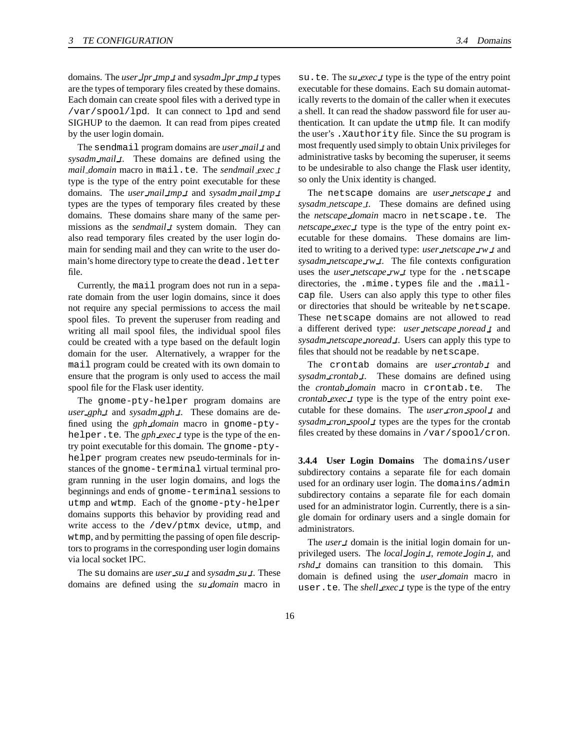domains. The *user_lpr_tmp_t* and *sysadm_lpr_tmp_t* types are the types of temporary files created by these domains. Each domain can create spool files with a derived type in /var/spool/lpd. It can connect to lpd and send SIGHUP to the daemon. It can read from pipes created by the user login domain.

The sendmail program domains are *user_mail_t* and *sysadm_mail_t*. These domains are defined using the *mail_domain* macro in mail.te. The *sendmail_exec_t* type is the type of the entry point executable for these domains. The *user_mail_tmp_t* and *sysadm_mail_tmp_t* types are the types of temporary files created by these domains. These domains share many of the same permissions as the *sendmail_t* system domain. They can also read temporary files created by the user login domain for sending mail and they can write to the user domain's home directory type to create the dead.letter file.

Currently, the mail program does not run in a separate domain from the user login domains, since it does not require any special permissions to access the mail spool files. To prevent the superuser from reading and writing all mail spool files, the individual spool files could be created with a type based on the default login domain for the user. Alternatively, a wrapper for the mail program could be created with its own domain to ensure that the program is only used to access the mail spool file for the Flask user identity.

The gnome-pty-helper program domains are *user_gph_t* and *sysadm_gph_t*. These domains are defined using the *gph_domain* macro in gnome-pty-helper.te. The *gph_exec_t* type is the type of the entry point executable for this domain. The gnome-pty-helper program creates new pseudo-terminals for instances of the gnome-terminal virtual terminal program running in the user login domains, and logs the beginnings and ends of gnome-terminal sessions to utmp and wtmp. Each of the gnome-pty-helper domains supports this behavior by providing read and write access to the /dev/ptmx device, utmp, and wtmp, and by permitting the passing of open file descriptors to programs in the corresponding user login domains via local socket IPC.

The su domains are *user_su_t* and *sysadm_su_t*. These domains are defined using the *su_domain* macro in su.te. The *su_exec_t* type is the type of the entry point executable for these domains. Each su domain automatically reverts to the domain of the caller when it executes a shell. It can read the shadow password file for user authentication. It can update the utmp file. It can modify the user's .Xauthority file. Since the su program is most frequently used simply to obtain Unix privileges for administrative tasks by becoming the superuser, it seems to be undesirable to also change the Flask user identity, so only the Unix identity is changed.

The netscape domains are *user_netscape_t* and *sysadm_netscape_t*. These domains are defined using the *netscape_domain* macro in netscape.te. The *netscape_exec_t* type is the type of the entry point executable for these domains. These domains are limited to writing to a derived type: *user_netscape_rw_t* and *sysadm_netscape_rw_t*. The file contexts configuration uses the *user_netscape_rw_t* type for the .netscape directories, the .mime.types file and the .mailcap file. Users can also apply this type to other files or directories that should be writeable by netscape. These netscape domains are not allowed to read a different derived type: *user_netscape_noread_t* and *sysadm_netscape_noread_t*. Users can apply this type to files that should not be readable by netscape.

The crontab domains are *user_crontab_t* and *sysadm_crontab_t*. These domains are defined using the *crontab_domain* macro in crontab.te. The *crontab_exec_t* type is the type of the entry point executable for these domains. The *user_cron_spool_t* and *sysadm_cron_spool_t* types are the types for the crontab files created by these domains in /var/spool/cron.

#### 3.4.4 User Login Domains

The domains/user subdirectory contains a separate file for each domain used for an ordinary user login. The domains/admin subdirectory contains a separate file for each domain used for an administrator login. Currently, there is a single domain for ordinary users and a single domain for administrators.

The *user_t* domain is the initial login domain for unprivileged users. The *local_login_t*, *remote_login_t*, and *rshd_t* domains can transition to this domain. This domain is defined using the *user_domain* macro in user.te. The *shell_exec_t* type is the type of the entry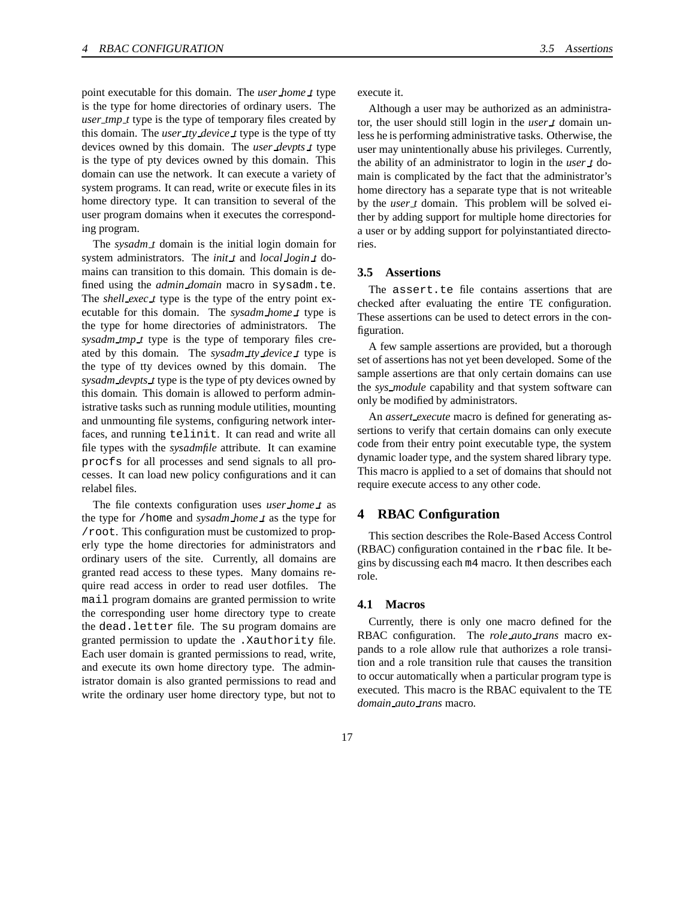point executable for this domain. The *user_home_t* type is the type for home directories of ordinary users. The *user_tmp_t* type is the type of temporary files created by this domain. The *user_tty_device_t* type is the type of tty devices owned by this domain. The *user_devpts_t* type is the type of pty devices owned by this domain. This domain can use the network. It can execute a variety of system programs. It can read, write or execute files in its home directory type. It can transition to several of the user program domains when it executes the corresponding program.

The *sysadm_t* domain is the initial login domain for system administrators. The *init_t* and *local_login_t* domains can transition to this domain. This domain is defined using the *admin_domain* macro in `sysadm.te`. The *shell_exec_t* type is the type of the entry point executable for this domain. The *sysadm_home_t* type is the type for home directories of administrators. The *sysadm_tmp_t* type is the type of temporary files created by this domain. The *sysadm_tty_device_t* type is the type of tty devices owned by this domain. The *sysadm_devpts_t* type is the type of pty devices owned by this domain. This domain is allowed to perform administrative tasks such as running module utilities, mounting and unmounting file systems, configuring network interfaces, and running `telinit`. It can read and write all file types with the *sysadmfile* attribute. It can examine `procfs` for all processes and send signals to all processes. It can load new policy configurations and it can relabel files.

The file contexts configuration uses *user_home_t* as the type for `/home` and *sysadm_home_t* as the type for `/root`. This configuration must be customized to properly type the home directories for administrators and ordinary users of the site. Currently, all domains are granted read access to these types. Many domains require read access in order to read user dotfiles. The `mail` program domains are granted permission to write the corresponding user home directory type to create the `dead.letter` file. The `su` program domains are granted permission to update the `.Xauthority` file. Each user domain is granted permissions to read, write, and execute its own home directory type. The administrator domain is also granted permissions to read and write the ordinary user home directory type, but not to execute it.

Although a user may be authorized as an administrator, the user should still login in the *user_t* domain unless he is performing administrative tasks. Otherwise, the user may unintentionally abuse his privileges. Currently, the ability of an administrator to login in the *user_t* domain is complicated by the fact that the administrator's home directory has a separate type that is not writeable by the *user_t* domain. This problem will be solved either by adding support for multiple home directories for a user or by adding support for polyinstantiated directories.

### 3.5 Assertions

The `assert.te` file contains assertions that are checked after evaluating the entire TE configuration. These assertions can be used to detect errors in the configuration.

A few sample assertions are provided, but a thorough set of assertions has not yet been developed. Some of the sample assertions are that only certain domains can use the *sys_module* capability and that system software can only be modified by administrators.

An *assert_execute* macro is defined for generating assertions to verify that certain domains can only execute code from their entry point executable type, the system dynamic loader type, and the system shared library type. This macro is applied to a set of domains that should not require execute access to any other code.

## 4 RBAC Configuration

This section describes the Role-Based Access Control (RBAC) configuration contained in the `rbac` file. It begins by discussing each `m4` macro. It then describes each role.

### 4.1 Macros

Currently, there is only one macro defined for the RBAC configuration. The *role_auto_trans* macro expands to a role allow rule that authorizes a role transition and a role transition rule that causes the transition to occur automatically when a particular program type is executed. This macro is the RBAC equivalent to the TE *domain_auto_trans* macro.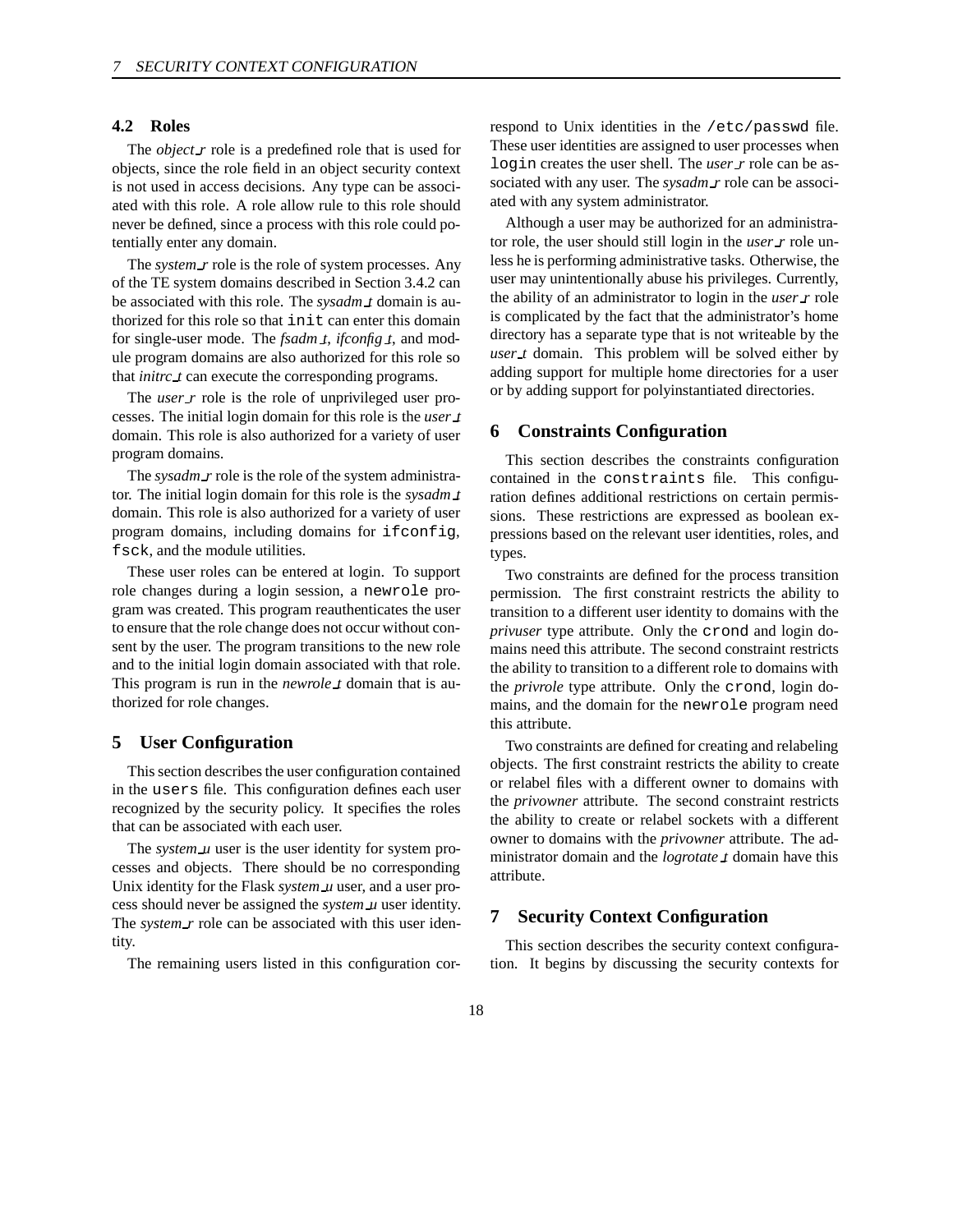## 4.2 Roles

The *object_r* role is a predefined role that is used for objects, since the role field in an object security context is not used in access decisions. Any type can be associated with this role. A role allow rule to this role should never be defined, since a process with this role could potentially enter any domain.

The *system_r* role is the role of system processes. Any of the TE system domains described in Section 3.4.2 can be associated with this role. The *sysadm_t* domain is authorized for this role so that `init` can enter this domain for single-user mode. The *fsadm_t*, *ifconfig_t*, and module program domains are also authorized for this role so that *initrc_t* can execute the corresponding programs.

The *user_r* role is the role of unprivileged user processes. The initial login domain for this role is the *user_t* domain. This role is also authorized for a variety of user program domains.

The *sysadm_r* role is the role of the system administrator. The initial login domain for this role is the *sysadm_t* domain. This role is also authorized for a variety of user program domains, including domains for `ifconfig`, `fsck`, and the module utilities.

These user roles can be entered at login. To support role changes during a login session, a `newrole` program was created. This program reauthenticates the user to ensure that the role change does not occur without consent by the user. The program transitions to the new role and to the initial login domain associated with that role. This program is run in the *newrole_t* domain that is authorized for role changes.

# 5 User Configuration

This section describes the user configuration contained in the `users` file. This configuration defines each user recognized by the security policy. It specifies the roles that can be associated with each user.

The *system_u* user is the user identity for system processes and objects. There should be no corresponding Unix identity for the Flask *system_u* user, and a user process should never be assigned the *system_u* user identity. The *system_r* role can be associated with this user identity.

The remaining users listed in this configuration correspond to Unix identities in the `/etc/passwd` file. These user identities are assigned to user processes when `login` creates the user shell. The *user_r* role can be associated with any user. The *sysadm_r* role can be associated with any system administrator.

Although a user may be authorized for an administrator role, the user should still login in the *user_r* role unless he is performing administrative tasks. Otherwise, the user may unintentionally abuse his privileges. Currently, the ability of an administrator to login in the *user_r* role is complicated by the fact that the administrator's home directory has a separate type that is not writeable by the *user_t* domain. This problem will be solved either by adding support for multiple home directories for a user or by adding support for polyinstantiated directories.

# 6 Constraints Configuration

This section describes the constraints configuration contained in the `constraints` file. This configuration defines additional restrictions on certain permissions. These restrictions are expressed as boolean expressions based on the relevant user identities, roles, and types.

Two constraints are defined for the process transition permission. The first constraint restricts the ability to transition to a different user identity to domains with the *privuser* type attribute. Only the `crond` and login domains need this attribute. The second constraint restricts the ability to transition to a different role to domains with the *privrole* type attribute. Only the `crond`, login domains, and the domain for the `newrole` program need this attribute.

Two constraints are defined for creating and relabeling objects. The first constraint restricts the ability to create or relabel files with a different owner to domains with the *privowner* attribute. The second constraint restricts the ability to create or relabel sockets with a different owner to domains with the *privowner* attribute. The administrator domain and the *logrotate_t* domain have this attribute.

# 7 Security Context Configuration

This section describes the security context configuration. It begins by discussing the security contexts for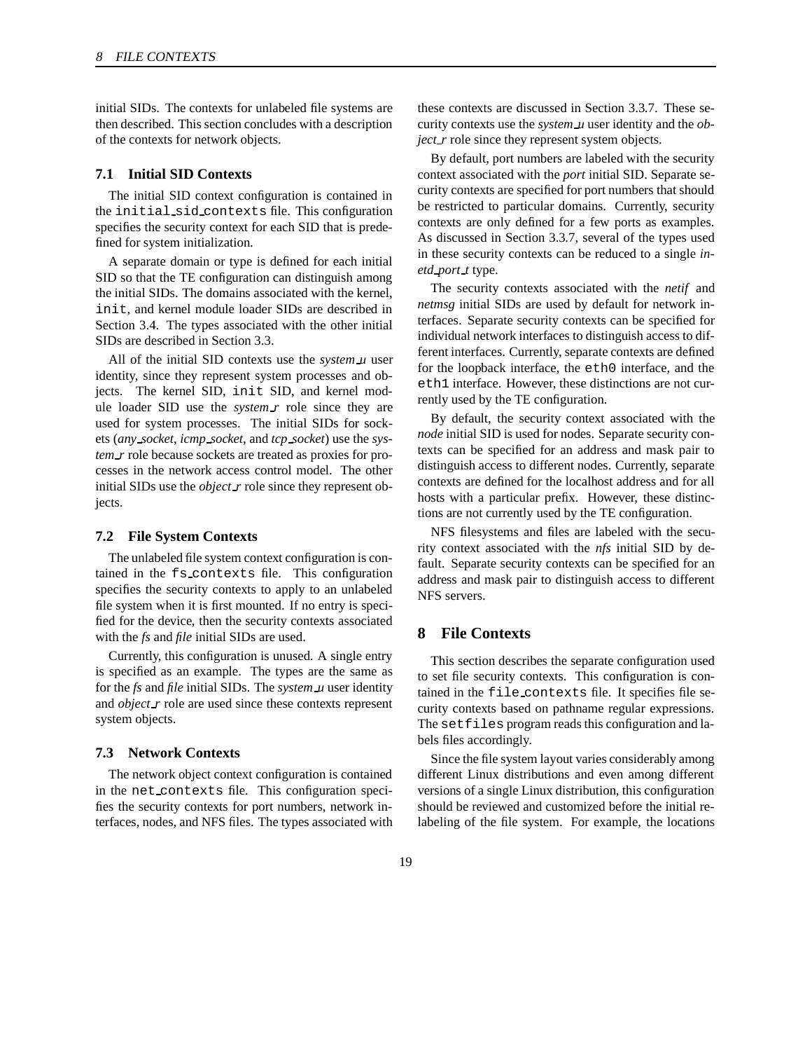initial SIDs. The contexts for unlabeled file systems are then described. This section concludes with a description of the contexts for network objects.

### 7.1 Initial SID Contexts

The initial SID context configuration is contained in the `initial_sid_contexts` file. This configuration specifies the security context for each SID that is predefined for system initialization.

A separate domain or type is defined for each initial SID so that the TE configuration can distinguish among the initial SIDs. The domains associated with the kernel, `init`, and kernel module loader SIDs are described in Section 3.4. The types associated with the other initial SIDs are described in Section 3.3.

All of the initial SID contexts use the *system_u* user identity, since they represent system processes and objects. The kernel SID, `init` SID, and kernel module loader SID use the *system_r* role since they are used for system processes. The initial SIDs for sockets (*any_socket*, *icmp_socket*, and *tcp_socket*) use the *system_r* role because sockets are treated as proxies for processes in the network access control model. The other initial SIDs use the *object_r* role since they represent objects.

### 7.2 File System Contexts

The unlabeled file system context configuration is contained in the `fs_contexts` file. This configuration specifies the security contexts to apply to an unlabeled file system when it is first mounted. If no entry is specified for the device, then the security contexts associated with the *fs* and *file* initial SIDs are used.

Currently, this configuration is unused. A single entry is specified as an example. The types are the same as for the *fs* and *file* initial SIDs. The *system_u* user identity and *object_r* role are used since these contexts represent system objects.

### 7.3 Network Contexts

The network object context configuration is contained in the `net_contexts` file. This configuration specifies the security contexts for port numbers, network interfaces, nodes, and NFS files. The types associated with these contexts are discussed in Section 3.3.7. These security contexts use the *system_u* user identity and the *object_r* role since they represent system objects.

By default, port numbers are labeled with the security context associated with the *port* initial SID. Separate security contexts are specified for port numbers that should be restricted to particular domains. Currently, security contexts are only defined for a few ports as examples. As discussed in Section 3.3.7, several of the types used in these security contexts can be reduced to a single *inetd_port_t* type.

The security contexts associated with the *netif* and *netmsg* initial SIDs are used by default for network interfaces. Separate security contexts can be specified for individual network interfaces to distinguish access to different interfaces. Currently, separate contexts are defined for the loopback interface, the `eth0` interface, and the `eth1` interface. However, these distinctions are not currently used by the TE configuration.

By default, the security context associated with the *node* initial SID is used for nodes. Separate security contexts can be specified for an address and mask pair to distinguish access to different nodes. Currently, separate contexts are defined for the localhost address and for all hosts with a particular prefix. However, these distinctions are not currently used by the TE configuration.

NFS filesystems and files are labeled with the security context associated with the *nfs* initial SID by default. Separate security contexts can be specified for an address and mask pair to distinguish access to different NFS servers.

## 8 File Contexts

This section describes the separate configuration used to set file security contexts. This configuration is contained in the `file_contexts` file. It specifies file security contexts based on pathname regular expressions. The `setfiles` program reads this configuration and labels files accordingly.

Since the file system layout varies considerably among different Linux distributions and even among different versions of a single Linux distribution, this configuration should be reviewed and customized before the initial relabeling of the file system. For example, the locations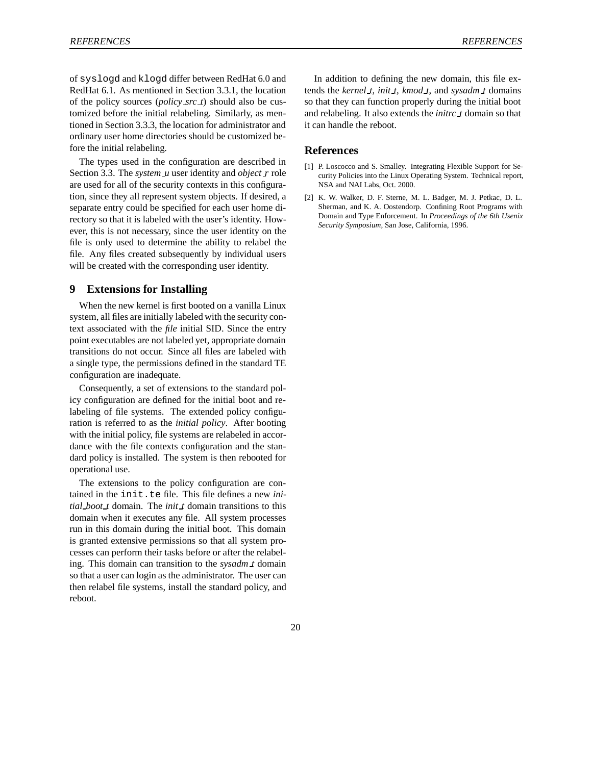of syslogd and klogd differ between RedHat 6.0 and RedHat 6.1. As mentioned in Section 3.3.1, the location of the policy sources (*policy_src_t*) should also be customized before the initial relabeling. Similarly, as mentioned in Section 3.3.3, the location for administrator and ordinary user home directories should be customized before the initial relabeling.

The types used in the configuration are described in Section 3.3. The *system_u* user identity and *object_r* role are used for all of the security contexts in this configuration, since they all represent system objects. If desired, a separate entry could be specified for each user home directory so that it is labeled with the user's identity. However, this is not necessary, since the user identity on the file is only used to determine the ability to relabel the file. Any files created subsequently by individual users will be created with the corresponding user identity.

## 9 Extensions for Installing

When the new kernel is first booted on a vanilla Linux system, all files are initially labeled with the security context associated with the *file* initial SID. Since the entry point executables are not labeled yet, appropriate domain transitions do not occur. Since all files are labeled with a single type, the permissions defined in the standard TE configuration are inadequate.

Consequently, a set of extensions to the standard policy configuration are defined for the initial boot and relabeling of file systems. The extended policy configuration is referred to as the *initial policy*. After booting with the initial policy, file systems are relabeled in accordance with the file contexts configuration and the standard policy is installed. The system is then rebooted for operational use.

The extensions to the policy configuration are contained in the init.te file. This file defines a new *initial_boot_t* domain. The *init_t* domain transitions to this domain when it executes any file. All system processes run in this domain during the initial boot. This domain is granted extensive permissions so that all system processes can perform their tasks before or after the relabeling. This domain can transition to the *sysadm_t* domain so that a user can login as the administrator. The user can then relabel file systems, install the standard policy, and reboot.

In addition to defining the new domain, this file extends the *kernel_t*, *init_t*, *kmod_t*, and *sysadm_t* domains so that they can function properly during the initial boot and relabeling. It also extends the *initrc_t* domain so that it can handle the reboot.

## References

[1] P. Loscocco and S. Smalley. Integrating Flexible Support for Security Policies into the Linux Operating System. Technical report, NSA and NAI Labs, Oct. 2000.

[2] K. W. Walker, D. F. Sterne, M. L. Badger, M. J. Petkac, D. L. Sherman, and K. A. Oostendorp. Confining Root Programs with Domain and Type Enforcement. In *Proceedings of the 6th Usenix Security Symposium*, San Jose, California, 1996.